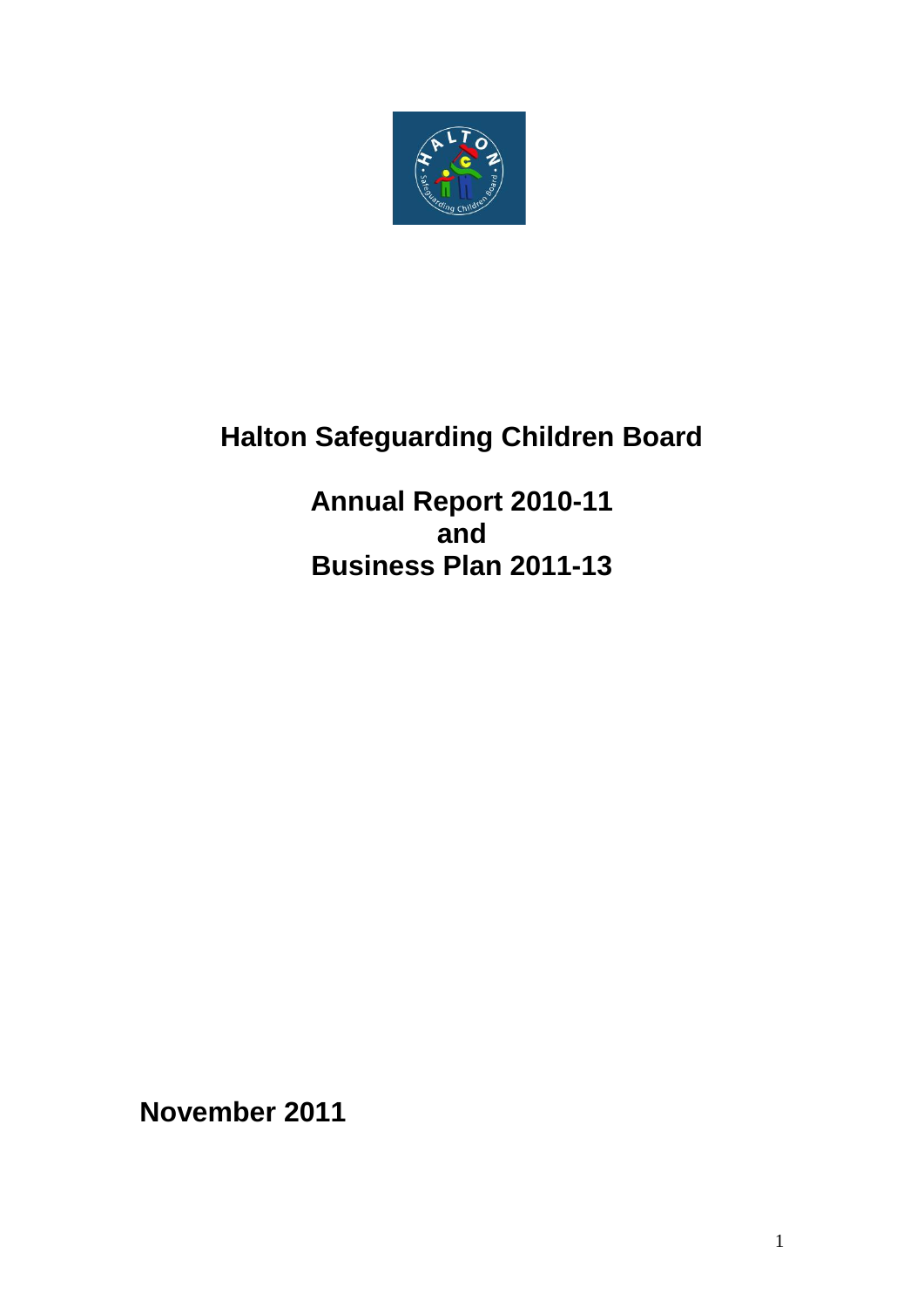# Halton Safeguarding Children Board

## Annual Report 2010-11
## and
## Business Plan 2011-13

**November 2011**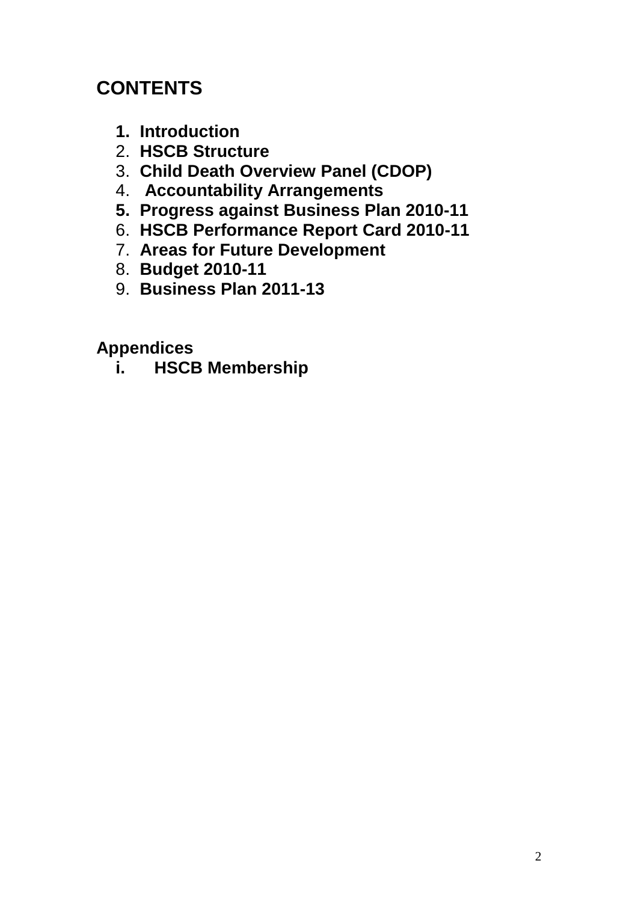## CONTENTS

1. **Introduction**
2. **HSCB Structure**
3. **Child Death Overview Panel (CDOP)**
4. **Accountability Arrangements**
5. **Progress against Business Plan 2010-11**
6. **HSCB Performance Report Card 2010-11**
7. **Areas for Future Development**
8. **Budget 2010-11**
9. **Business Plan 2011-13**

**Appendices**

i. **HSCB Membership**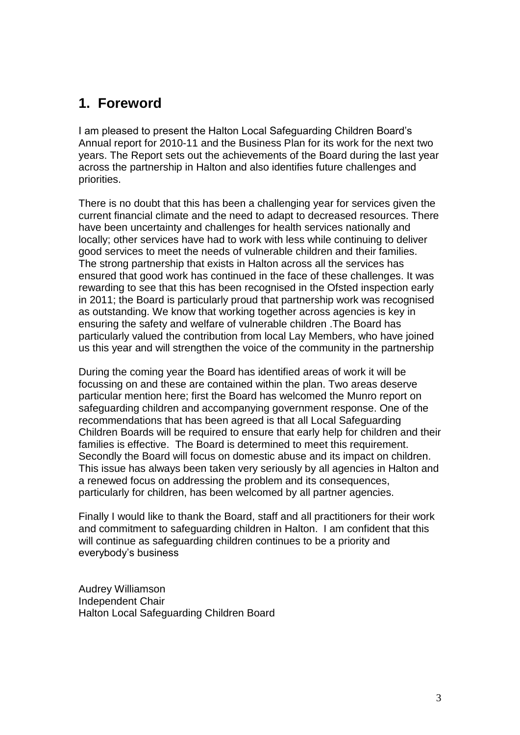## 1. Foreword

I am pleased to present the Halton Local Safeguarding Children Board's Annual report for 2010-11 and the Business Plan for its work for the next two years. The Report sets out the achievements of the Board during the last year across the partnership in Halton and also identifies future challenges and priorities.

There is no doubt that this has been a challenging year for services given the current financial climate and the need to adapt to decreased resources. There have been uncertainty and challenges for health services nationally and locally; other services have had to work with less while continuing to deliver good services to meet the needs of vulnerable children and their families. The strong partnership that exists in Halton across all the services has ensured that good work has continued in the face of these challenges. It was rewarding to see that this has been recognised in the Ofsted inspection early in 2011; the Board is particularly proud that partnership work was recognised as outstanding. We know that working together across agencies is key in ensuring the safety and welfare of vulnerable children .The Board has particularly valued the contribution from local Lay Members, who have joined us this year and will strengthen the voice of the community in the partnership

During the coming year the Board has identified areas of work it will be focussing on and these are contained within the plan. Two areas deserve particular mention here; first the Board has welcomed the Munro report on safeguarding children and accompanying government response. One of the recommendations that has been agreed is that all Local Safeguarding Children Boards will be required to ensure that early help for children and their families is effective. The Board is determined to meet this requirement. Secondly the Board will focus on domestic abuse and its impact on children. This issue has always been taken very seriously by all agencies in Halton and a renewed focus on addressing the problem and its consequences, particularly for children, has been welcomed by all partner agencies.

Finally I would like to thank the Board, staff and all practitioners for their work and commitment to safeguarding children in Halton. I am confident that this will continue as safeguarding children continues to be a priority and everybody's business

Audrey Williamson
Independent Chair
Halton Local Safeguarding Children Board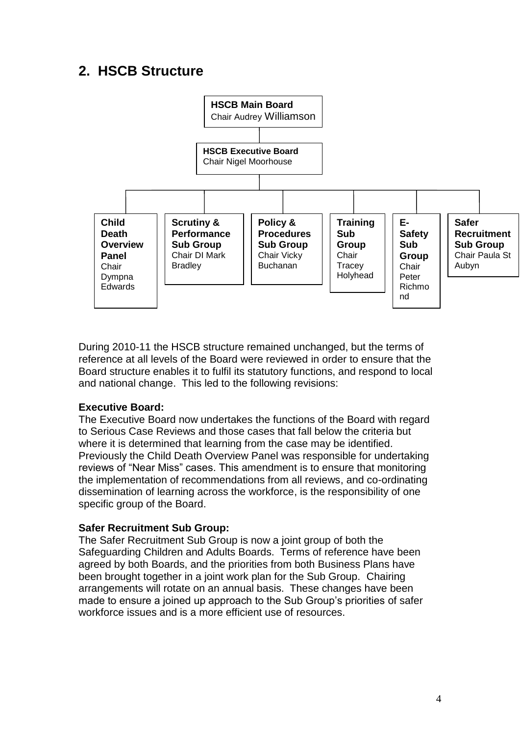## 2. HSCB Structure

**HSCB Main Board**
Chair Audrey Williamson

**HSCB Executive Board**
Chair Nigel Moorhouse

- **Child Death Overview Panel** Chair Dympna Edwards
- **Scrutiny & Performance Sub Group** Chair DI Mark Bradley
- **Policy & Procedures Sub Group** Chair Vicky Buchanan
- **Training Sub Group** Chair Tracey Holyhead
- **E-Safety Sub Group** Chair Peter Richmond
- **Safer Recruitment Sub Group** Chair Paula St Aubyn

During 2010-11 the HSCB structure remained unchanged, but the terms of reference at all levels of the Board were reviewed in order to ensure that the Board structure enables it to fulfil its statutory functions, and respond to local and national change. This led to the following revisions:

**Executive Board:**
The Executive Board now undertakes the functions of the Board with regard to Serious Case Reviews and those cases that fall below the criteria but where it is determined that learning from the case may be identified. Previously the Child Death Overview Panel was responsible for undertaking reviews of "Near Miss" cases. This amendment is to ensure that monitoring the implementation of recommendations from all reviews, and co-ordinating dissemination of learning across the workforce, is the responsibility of one specific group of the Board.

**Safer Recruitment Sub Group:**
The Safer Recruitment Sub Group is now a joint group of both the Safeguarding Children and Adults Boards. Terms of reference have been agreed by both Boards, and the priorities from both Business Plans have been brought together in a joint work plan for the Sub Group. Chairing arrangements will rotate on an annual basis. These changes have been made to ensure a joined up approach to the Sub Group's priorities of safer workforce issues and is a more efficient use of resources.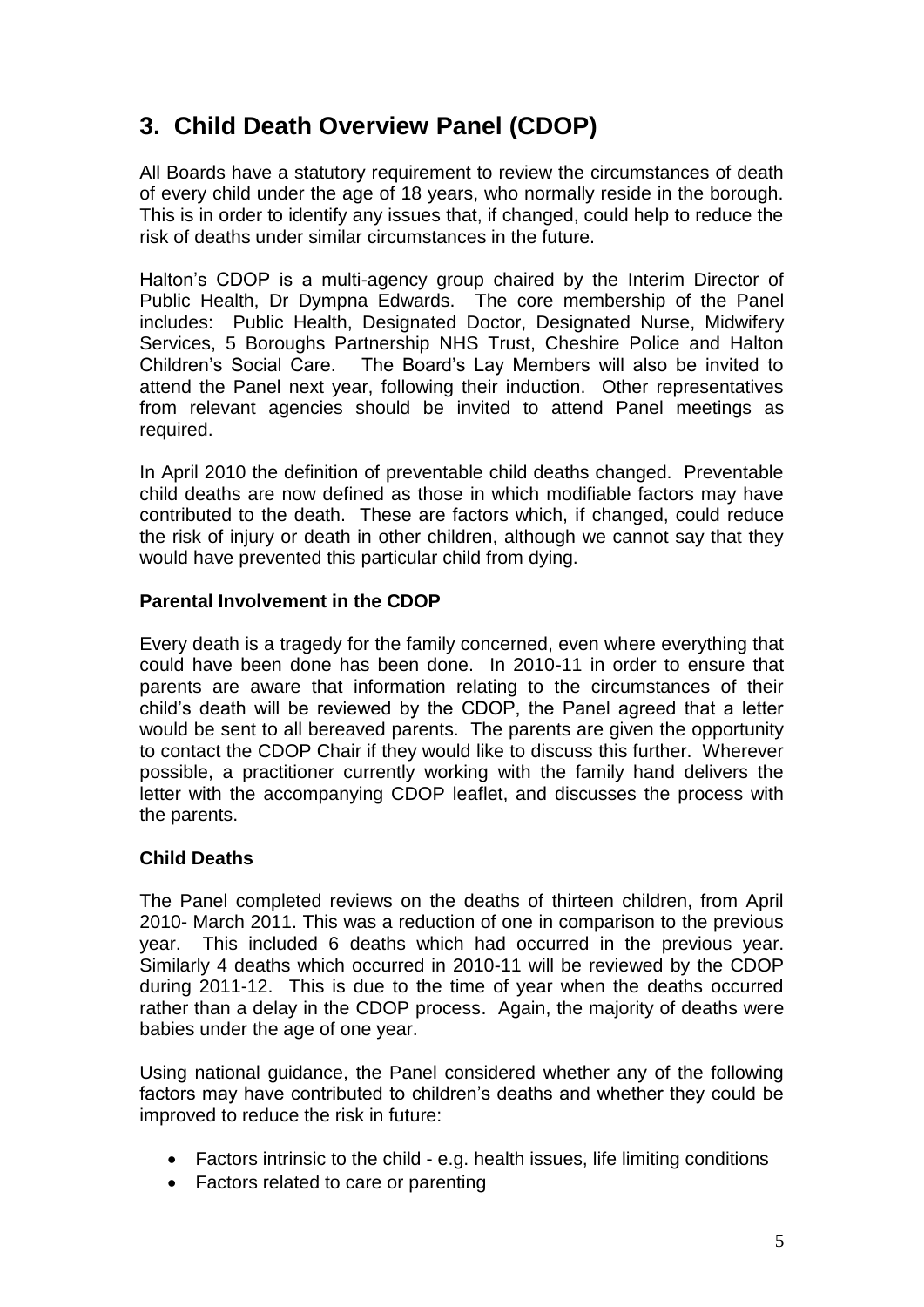## 3. Child Death Overview Panel (CDOP)

All Boards have a statutory requirement to review the circumstances of death of every child under the age of 18 years, who normally reside in the borough. This is in order to identify any issues that, if changed, could help to reduce the risk of deaths under similar circumstances in the future.

Halton's CDOP is a multi-agency group chaired by the Interim Director of Public Health, Dr Dympna Edwards. The core membership of the Panel includes: Public Health, Designated Doctor, Designated Nurse, Midwifery Services, 5 Boroughs Partnership NHS Trust, Cheshire Police and Halton Children's Social Care. The Board's Lay Members will also be invited to attend the Panel next year, following their induction. Other representatives from relevant agencies should be invited to attend Panel meetings as required.

In April 2010 the definition of preventable child deaths changed. Preventable child deaths are now defined as those in which modifiable factors may have contributed to the death. These are factors which, if changed, could reduce the risk of injury or death in other children, although we cannot say that they would have prevented this particular child from dying.

**Parental Involvement in the CDOP**

Every death is a tragedy for the family concerned, even where everything that could have been done has been done. In 2010-11 in order to ensure that parents are aware that information relating to the circumstances of their child's death will be reviewed by the CDOP, the Panel agreed that a letter would be sent to all bereaved parents. The parents are given the opportunity to contact the CDOP Chair if they would like to discuss this further. Wherever possible, a practitioner currently working with the family hand delivers the letter with the accompanying CDOP leaflet, and discusses the process with the parents.

**Child Deaths**

The Panel completed reviews on the deaths of thirteen children, from April 2010- March 2011. This was a reduction of one in comparison to the previous year. This included 6 deaths which had occurred in the previous year. Similarly 4 deaths which occurred in 2010-11 will be reviewed by the CDOP during 2011-12. This is due to the time of year when the deaths occurred rather than a delay in the CDOP process. Again, the majority of deaths were babies under the age of one year.

Using national guidance, the Panel considered whether any of the following factors may have contributed to children's deaths and whether they could be improved to reduce the risk in future:

- Factors intrinsic to the child - e.g. health issues, life limiting conditions
- Factors related to care or parenting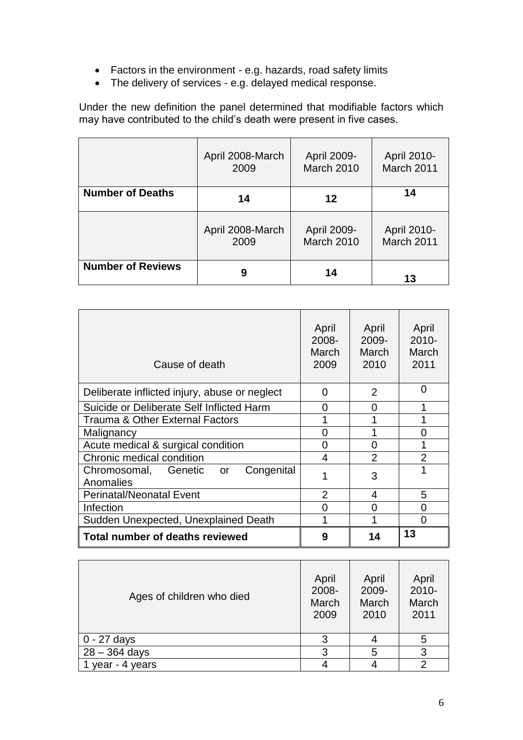- Factors in the environment - e.g. hazards, road safety limits
- The delivery of services - e.g. delayed medical response.

Under the new definition the panel determined that modifiable factors which may have contributed to the child's death were present in five cases.

| | April 2008-March 2009 | April 2009-March 2010 | April 2010-March 2011 |
|---|---|---|---|
| **Number of Deaths** | **14** | **12** | **14** |
| | April 2008-March 2009 | April 2009-March 2010 | April 2010-March 2011 |
| **Number of Reviews** | **9** | **14** | **13** |

| Cause of death | April 2008-March 2009 | April 2009-March 2010 | April 2010-March 2011 |
|---|---|---|---|
| Deliberate inflicted injury, abuse or neglect | 0 | 2 | 0 |
| Suicide or Deliberate Self Inflicted Harm | 0 | 0 | 1 |
| Trauma & Other External Factors | 1 | 1 | 1 |
| Malignancy | 0 | 1 | 0 |
| Acute medical & surgical condition | 0 | 0 | 1 |
| Chronic medical condition | 4 | 2 | 2 |
| Chromosomal, Genetic or Congenital Anomalies | 1 | 3 | 1 |
| Perinatal/Neonatal Event | 2 | 4 | 5 |
| Infection | 0 | 0 | 0 |
| Sudden Unexpected, Unexplained Death | 1 | 1 | 0 |
| **Total number of deaths reviewed** | **9** | **14** | **13** |

| Ages of children who died | April 2008-March 2009 | April 2009-March 2010 | April 2010-March 2011 |
|---|---|---|---|
| 0 - 27 days | 3 | 4 | 5 |
| 28 – 364 days | 3 | 5 | 3 |
| 1 year - 4 years | 4 | 4 | 2 |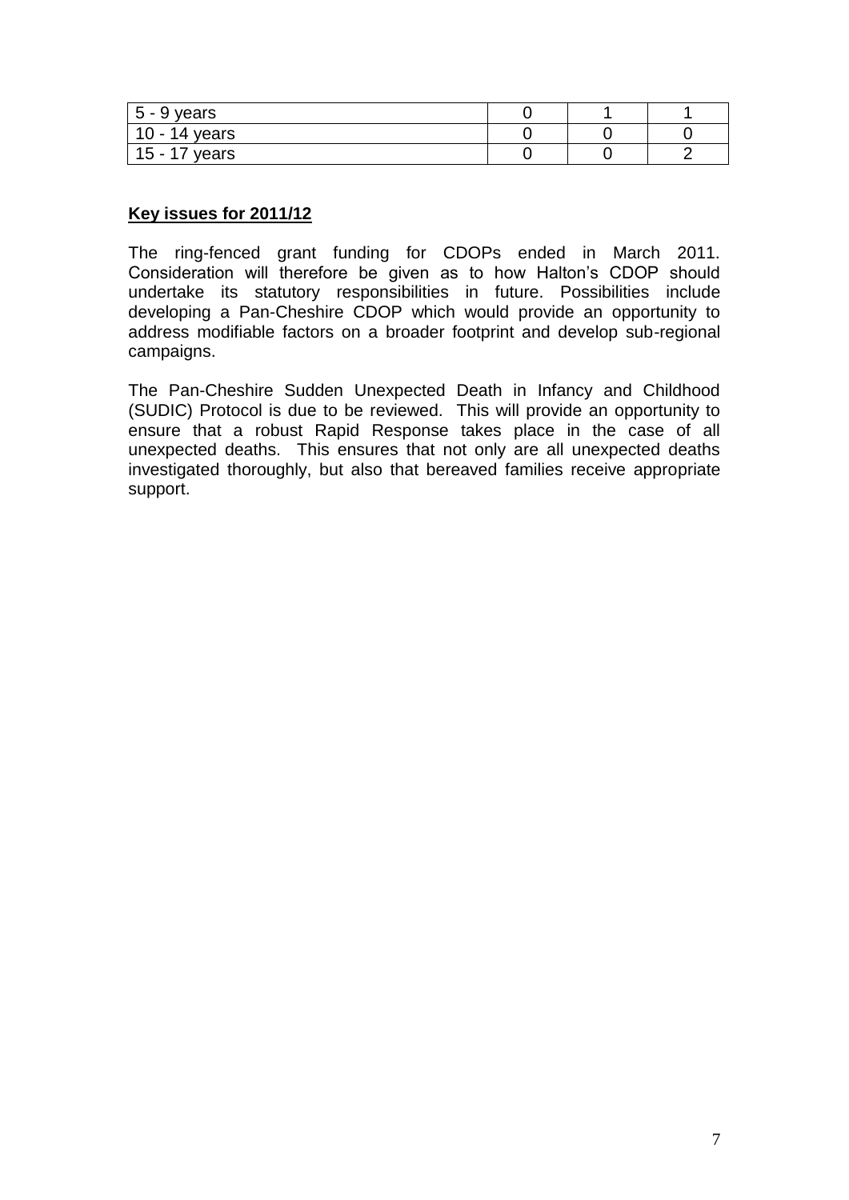| | | | |
|---|---|---|---|
| 5 - 9 years | 0 | 1 | 1 |
| 10 - 14 years | 0 | 0 | 0 |
| 15 - 17 years | 0 | 0 | 2 |

**Key issues for 2011/12**

The ring-fenced grant funding for CDOPs ended in March 2011. Consideration will therefore be given as to how Halton's CDOP should undertake its statutory responsibilities in future. Possibilities include developing a Pan-Cheshire CDOP which would provide an opportunity to address modifiable factors on a broader footprint and develop sub-regional campaigns.

The Pan-Cheshire Sudden Unexpected Death in Infancy and Childhood (SUDIC) Protocol is due to be reviewed. This will provide an opportunity to ensure that a robust Rapid Response takes place in the case of all unexpected deaths. This ensures that not only are all unexpected deaths investigated thoroughly, but also that bereaved families receive appropriate support.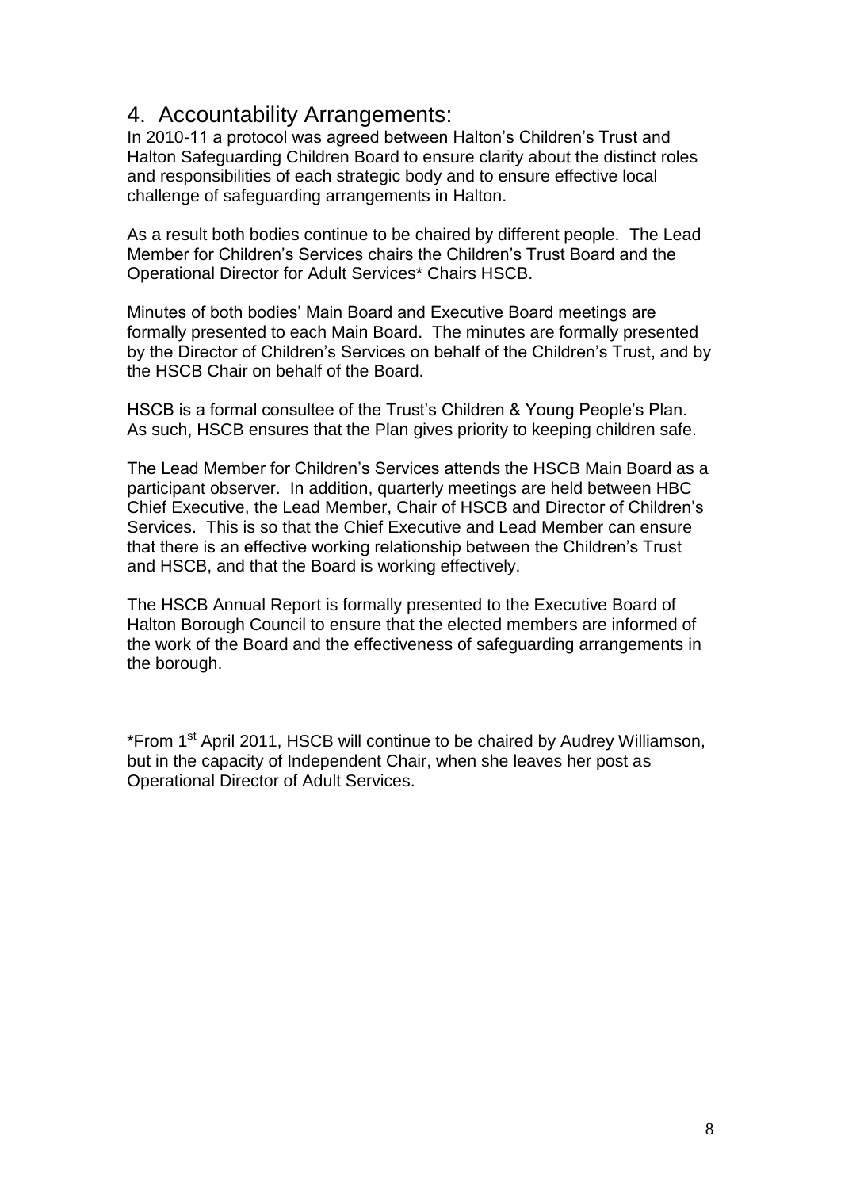## 4. Accountability Arrangements:

In 2010-11 a protocol was agreed between Halton's Children's Trust and Halton Safeguarding Children Board to ensure clarity about the distinct roles and responsibilities of each strategic body and to ensure effective local challenge of safeguarding arrangements in Halton.

As a result both bodies continue to be chaired by different people. The Lead Member for Children's Services chairs the Children's Trust Board and the Operational Director for Adult Services* Chairs HSCB.

Minutes of both bodies' Main Board and Executive Board meetings are formally presented to each Main Board. The minutes are formally presented by the Director of Children's Services on behalf of the Children's Trust, and by the HSCB Chair on behalf of the Board.

HSCB is a formal consultee of the Trust's Children & Young People's Plan. As such, HSCB ensures that the Plan gives priority to keeping children safe.

The Lead Member for Children's Services attends the HSCB Main Board as a participant observer. In addition, quarterly meetings are held between HBC Chief Executive, the Lead Member, Chair of HSCB and Director of Children's Services. This is so that the Chief Executive and Lead Member can ensure that there is an effective working relationship between the Children's Trust and HSCB, and that the Board is working effectively.

The HSCB Annual Report is formally presented to the Executive Board of Halton Borough Council to ensure that the elected members are informed of the work of the Board and the effectiveness of safeguarding arrangements in the borough.

*From 1st April 2011, HSCB will continue to be chaired by Audrey Williamson, but in the capacity of Independent Chair, when she leaves her post as Operational Director of Adult Services.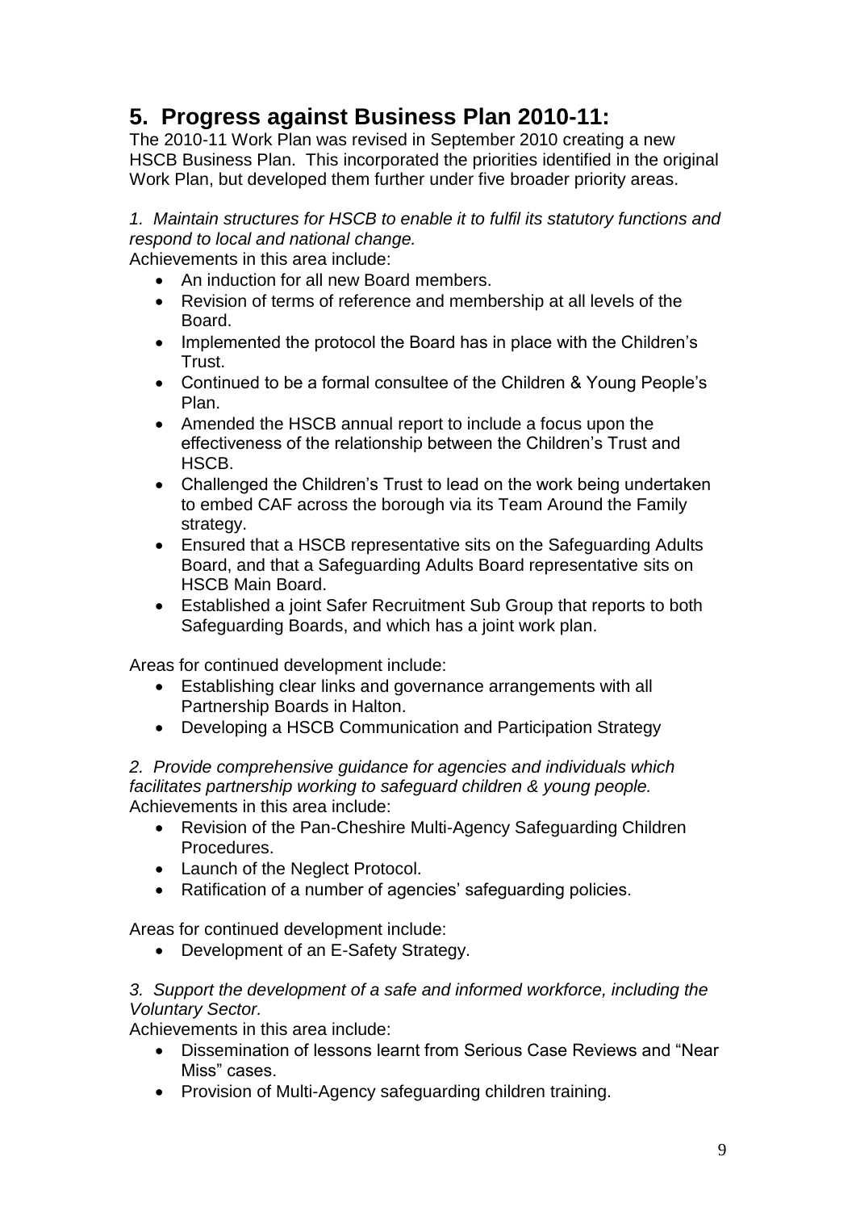## 5. Progress against Business Plan 2010-11:

The 2010-11 Work Plan was revised in September 2010 creating a new HSCB Business Plan. This incorporated the priorities identified in the original Work Plan, but developed them further under five broader priority areas.

*1. Maintain structures for HSCB to enable it to fulfil its statutory functions and respond to local and national change.*

Achievements in this area include:

- An induction for all new Board members.
- Revision of terms of reference and membership at all levels of the Board.
- Implemented the protocol the Board has in place with the Children's Trust.
- Continued to be a formal consultee of the Children & Young People's Plan.
- Amended the HSCB annual report to include a focus upon the effectiveness of the relationship between the Children's Trust and HSCB.
- Challenged the Children's Trust to lead on the work being undertaken to embed CAF across the borough via its Team Around the Family strategy.
- Ensured that a HSCB representative sits on the Safeguarding Adults Board, and that a Safeguarding Adults Board representative sits on HSCB Main Board.
- Established a joint Safer Recruitment Sub Group that reports to both Safeguarding Boards, and which has a joint work plan.

Areas for continued development include:

- Establishing clear links and governance arrangements with all Partnership Boards in Halton.
- Developing a HSCB Communication and Participation Strategy

*2. Provide comprehensive guidance for agencies and individuals which facilitates partnership working to safeguard children & young people.*

Achievements in this area include:

- Revision of the Pan-Cheshire Multi-Agency Safeguarding Children Procedures.
- Launch of the Neglect Protocol.
- Ratification of a number of agencies' safeguarding policies.

Areas for continued development include:

- Development of an E-Safety Strategy.

*3. Support the development of a safe and informed workforce, including the Voluntary Sector.*

Achievements in this area include:

- Dissemination of lessons learnt from Serious Case Reviews and "Near Miss" cases.
- Provision of Multi-Agency safeguarding children training.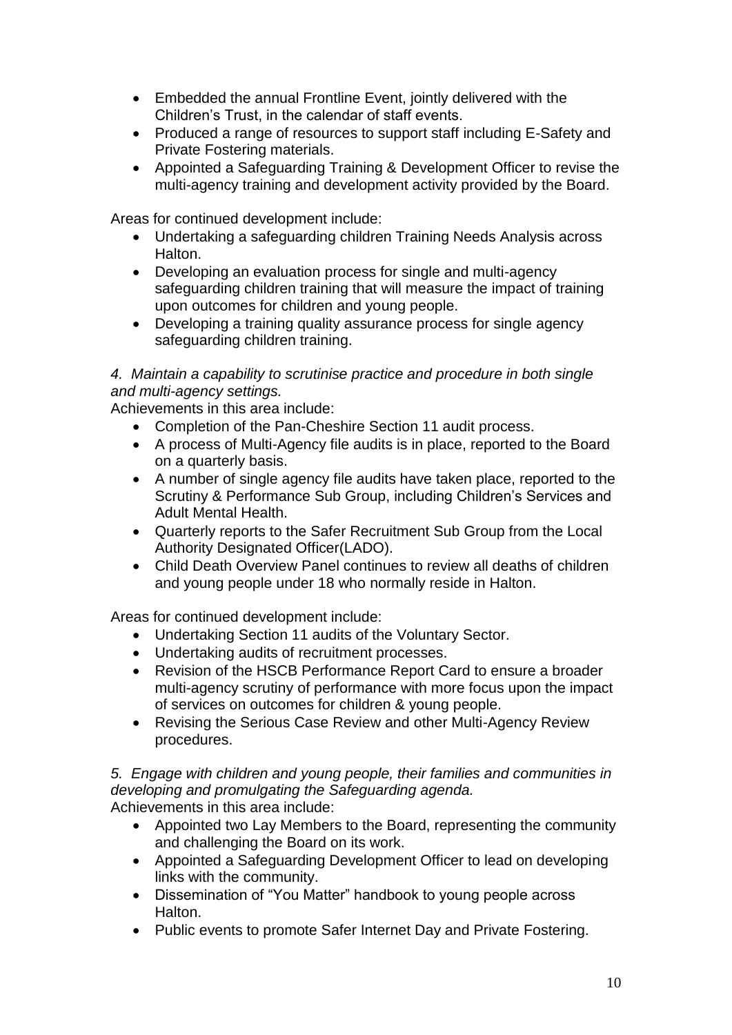- Embedded the annual Frontline Event, jointly delivered with the Children's Trust, in the calendar of staff events.
- Produced a range of resources to support staff including E-Safety and Private Fostering materials.
- Appointed a Safeguarding Training & Development Officer to revise the multi-agency training and development activity provided by the Board.

Areas for continued development include:

- Undertaking a safeguarding children Training Needs Analysis across Halton.
- Developing an evaluation process for single and multi-agency safeguarding children training that will measure the impact of training upon outcomes for children and young people.
- Developing a training quality assurance process for single agency safeguarding children training.

*4. Maintain a capability to scrutinise practice and procedure in both single and multi-agency settings.*

Achievements in this area include:

- Completion of the Pan-Cheshire Section 11 audit process.
- A process of Multi-Agency file audits is in place, reported to the Board on a quarterly basis.
- A number of single agency file audits have taken place, reported to the Scrutiny & Performance Sub Group, including Children's Services and Adult Mental Health.
- Quarterly reports to the Safer Recruitment Sub Group from the Local Authority Designated Officer(LADO).
- Child Death Overview Panel continues to review all deaths of children and young people under 18 who normally reside in Halton.

Areas for continued development include:

- Undertaking Section 11 audits of the Voluntary Sector.
- Undertaking audits of recruitment processes.
- Revision of the HSCB Performance Report Card to ensure a broader multi-agency scrutiny of performance with more focus upon the impact of services on outcomes for children & young people.
- Revising the Serious Case Review and other Multi-Agency Review procedures.

*5. Engage with children and young people, their families and communities in developing and promulgating the Safeguarding agenda.*

Achievements in this area include:

- Appointed two Lay Members to the Board, representing the community and challenging the Board on its work.
- Appointed a Safeguarding Development Officer to lead on developing links with the community.
- Dissemination of "You Matter" handbook to young people across Halton.
- Public events to promote Safer Internet Day and Private Fostering.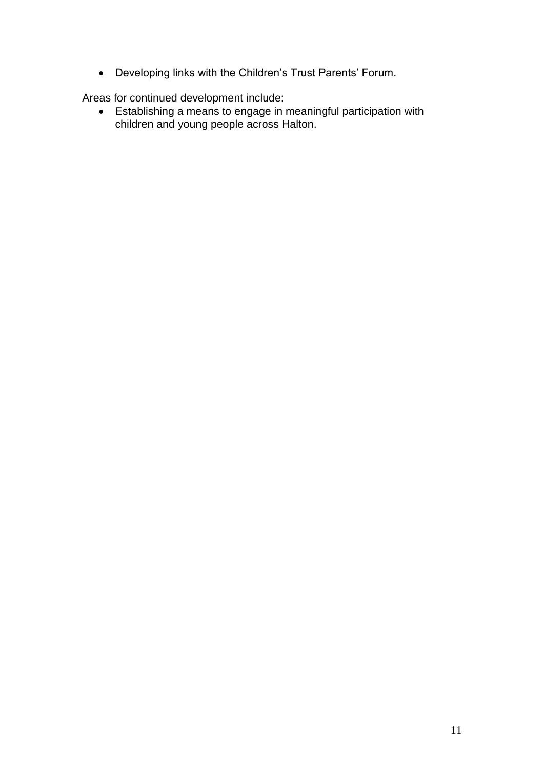- Developing links with the Children's Trust Parents' Forum.

Areas for continued development include:

- Establishing a means to engage in meaningful participation with children and young people across Halton.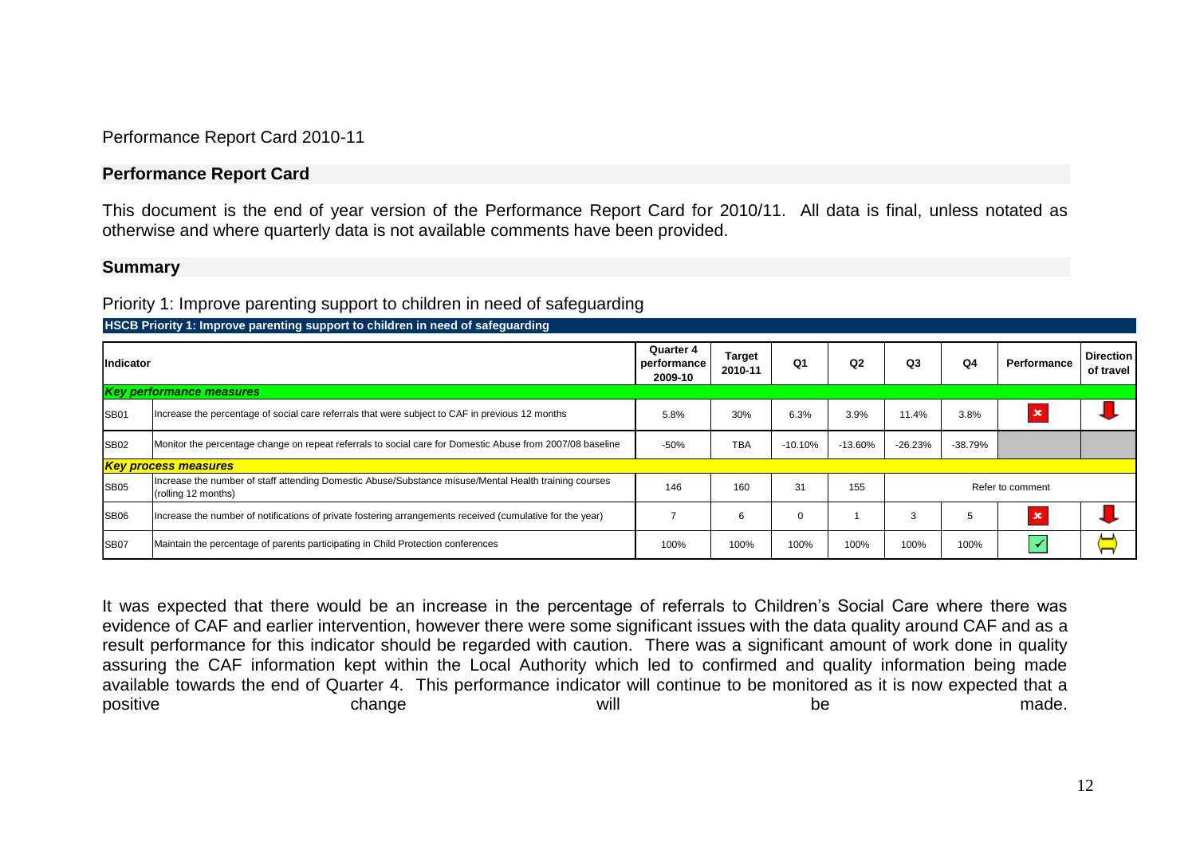Performance Report Card 2010-11

## Performance Report Card

This document is the end of year version of the Performance Report Card for 2010/11. All data is final, unless notated as otherwise and where quarterly data is not available comments have been provided.

## Summary

Priority 1: Improve parenting support to children in need of safeguarding

**HSCB Priority 1: Improve parenting support to children in need of safeguarding**

| Indicator | | Quarter 4 performance 2009-10 | Target 2010-11 | Q1 | Q2 | Q3 | Q4 | Performance | Direction of travel |
|---|---|---|---|---|---|---|---|---|---|
| ***Key performance measures*** | | | | | | | | | |
| SB01 | Increase the percentage of social care referrals that were subject to CAF in previous 12 months | 5.8% | 30% | 6.3% | 3.9% | 11.4% | 3.8% | ✗ | ↓ |
| SB02 | Monitor the percentage change on repeat referrals to social care for Domestic Abuse from 2007/08 baseline | -50% | TBA | -10.10% | -13.60% | -26.23% | -38.79% | | |
| ***Key process measures*** | | | | | | | | | |
| SB05 | Increase the number of staff attending Domestic Abuse/Substance misuse/Mental Health training courses (rolling 12 months) | 146 | 160 | 31 | 155 | Refer to comment | | | |
| SB06 | Increase the number of notifications of private fostering arrangements received (cumulative for the year) | 7 | 6 | 0 | 1 | 3 | 5 | ✗ | ↓ |
| SB07 | Maintain the percentage of parents participating in Child Protection conferences | 100% | 100% | 100% | 100% | 100% | 100% | ✓ | ⇔ |

It was expected that there would be an increase in the percentage of referrals to Children's Social Care where there was evidence of CAF and earlier intervention, however there were some significant issues with the data quality around CAF and as a result performance for this indicator should be regarded with caution. There was a significant amount of work done in quality assuring the CAF information kept within the Local Authority which led to confirmed and quality information being made available towards the end of Quarter 4. This performance indicator will continue to be monitored as it is now expected that a positive change will be made.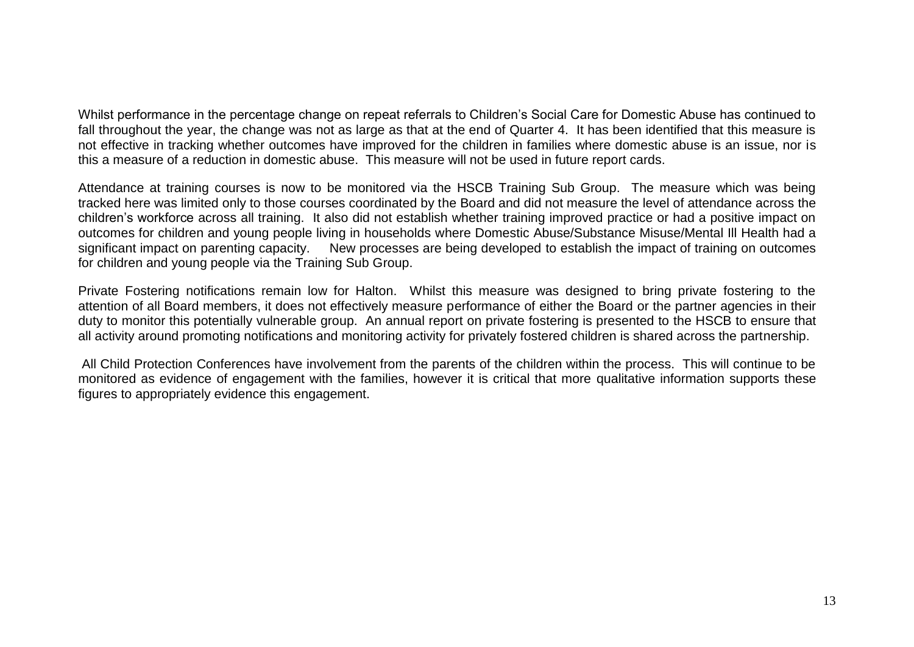Whilst performance in the percentage change on repeat referrals to Children's Social Care for Domestic Abuse has continued to fall throughout the year, the change was not as large as that at the end of Quarter 4. It has been identified that this measure is not effective in tracking whether outcomes have improved for the children in families where domestic abuse is an issue, nor is this a measure of a reduction in domestic abuse. This measure will not be used in future report cards.

Attendance at training courses is now to be monitored via the HSCB Training Sub Group. The measure which was being tracked here was limited only to those courses coordinated by the Board and did not measure the level of attendance across the children's workforce across all training. It also did not establish whether training improved practice or had a positive impact on outcomes for children and young people living in households where Domestic Abuse/Substance Misuse/Mental Ill Health had a significant impact on parenting capacity. New processes are being developed to establish the impact of training on outcomes for children and young people via the Training Sub Group.

Private Fostering notifications remain low for Halton. Whilst this measure was designed to bring private fostering to the attention of all Board members, it does not effectively measure performance of either the Board or the partner agencies in their duty to monitor this potentially vulnerable group. An annual report on private fostering is presented to the HSCB to ensure that all activity around promoting notifications and monitoring activity for privately fostered children is shared across the partnership.

All Child Protection Conferences have involvement from the parents of the children within the process. This will continue to be monitored as evidence of engagement with the families, however it is critical that more qualitative information supports these figures to appropriately evidence this engagement.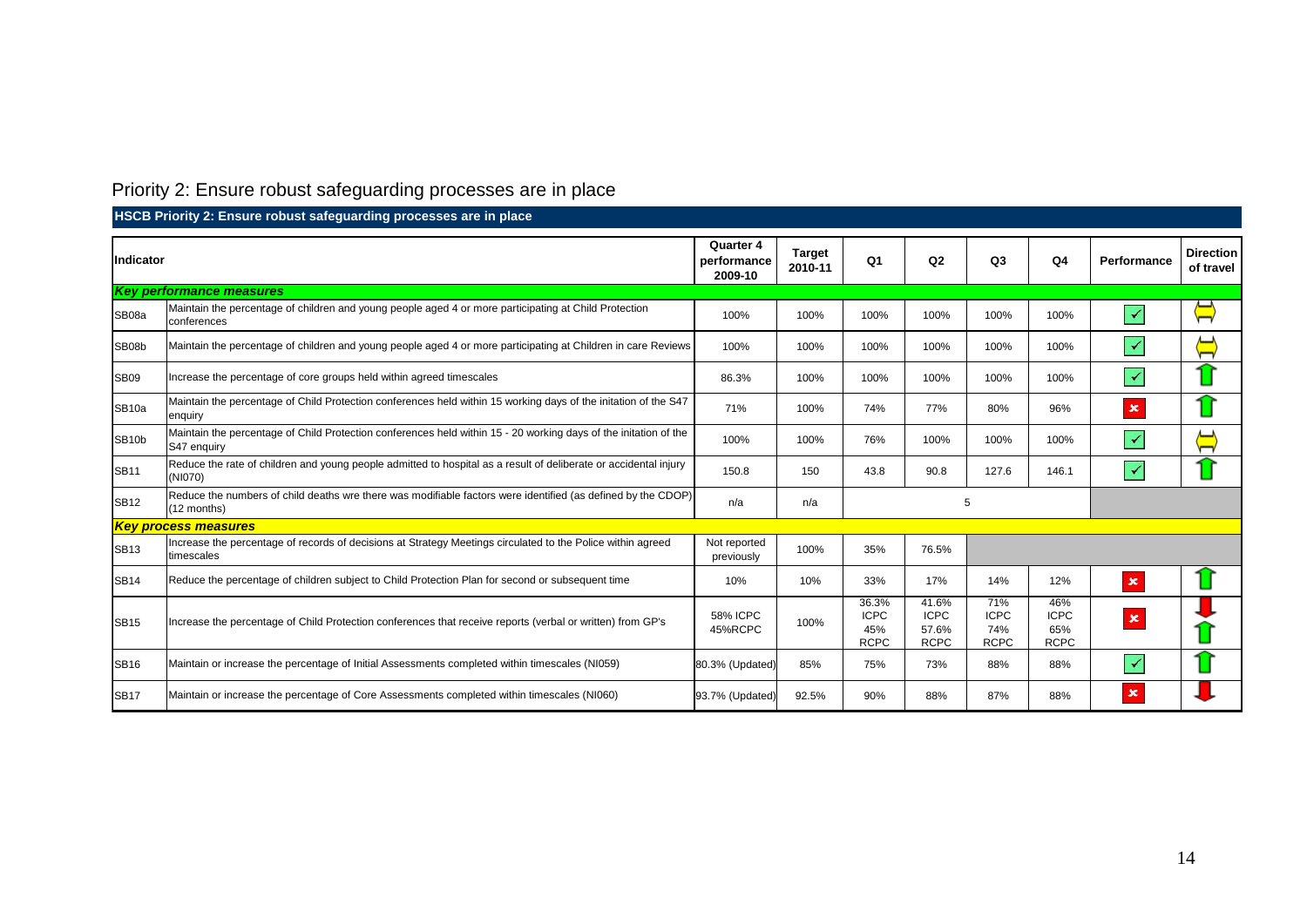# Priority 2: Ensure robust safeguarding processes are in place

**HSCB Priority 2: Ensure robust safeguarding processes are in place**

| Indicator | | Quarter 4 performance 2009-10 | Target 2010-11 | Q1 | Q2 | Q3 | Q4 | Performance | Direction of travel |
|---|---|---|---|---|---|---|---|---|---|
| ***Key performance measures*** | | | | | | | | | |
| SB08a | Maintain the percentage of children and young people aged 4 or more participating at Child Protection conferences | 100% | 100% | 100% | 100% | 100% | 100% | ✓ | ⇔ |
| SB08b | Maintain the percentage of children and young people aged 4 or more participating at Children in care Reviews | 100% | 100% | 100% | 100% | 100% | 100% | ✓ | ⇔ |
| SB09 | Increase the percentage of core groups held within agreed timescales | 86.3% | 100% | 100% | 100% | 100% | 100% | ✓ | ↑ |
| SB10a | Maintain the percentage of Child Protection conferences held within 15 working days of the initation of the S47 enquiry | 71% | 100% | 74% | 77% | 80% | 96% | ✗ | ↑ |
| SB10b | Maintain the percentage of Child Protection conferences held within 15 - 20 working days of the initation of the S47 enquiry | 100% | 100% | 76% | 100% | 100% | 100% | ✓ | ⇔ |
| SB11 | Reduce the rate of children and young people admitted to hospital as a result of deliberate or accidental injury (NI070) | 150.8 | 150 | 43.8 | 90.8 | 127.6 | 146.1 | ✓ | ↑ |
| SB12 | Reduce the numbers of child deaths wre there was modifiable factors were identified (as defined by the CDOP) (12 months) | n/a | n/a | 5 | | | | | |
| ***Key process measures*** | | | | | | | | | |
| SB13 | Increase the percentage of records of decisions at Strategy Meetings circulated to the Police within agreed timescales | Not reported previously | 100% | 35% | 76.5% | | | | |
| SB14 | Reduce the percentage of children subject to Child Protection Plan for second or subsequent time | 10% | 10% | 33% | 17% | 14% | 12% | ✗ | ↑ |
| SB15 | Increase the percentage of Child Protection conferences that receive reports (verbal or written) from GP's | 58% ICPC 45%RCPC | 100% | 36.3% ICPC 45% RCPC | 41.6% ICPC 57.6% RCPC | 71% ICPC 74% RCPC | 46% ICPC 65% RCPC | ✗ | ↓ ↑ |
| SB16 | Maintain or increase the percentage of Initial Assessments completed within timescales (NI059) | 80.3% (Updated) | 85% | 75% | 73% | 88% | 88% | ✓ | ↑ |
| SB17 | Maintain or increase the percentage of Core Assessments completed within timescales (NI060) | 93.7% (Updated) | 92.5% | 90% | 88% | 87% | 88% | ✗ | ↓ |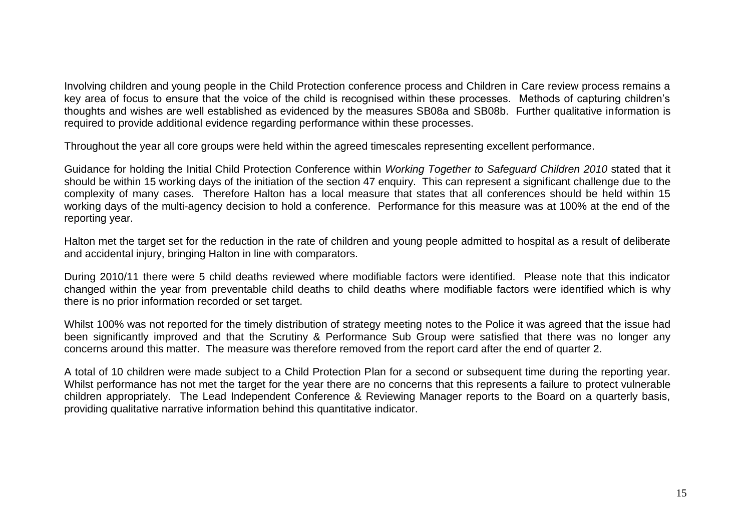Involving children and young people in the Child Protection conference process and Children in Care review process remains a key area of focus to ensure that the voice of the child is recognised within these processes. Methods of capturing children's thoughts and wishes are well established as evidenced by the measures SB08a and SB08b. Further qualitative information is required to provide additional evidence regarding performance within these processes.

Throughout the year all core groups were held within the agreed timescales representing excellent performance.

Guidance for holding the Initial Child Protection Conference within *Working Together to Safeguard Children 2010* stated that it should be within 15 working days of the initiation of the section 47 enquiry. This can represent a significant challenge due to the complexity of many cases. Therefore Halton has a local measure that states that all conferences should be held within 15 working days of the multi-agency decision to hold a conference. Performance for this measure was at 100% at the end of the reporting year.

Halton met the target set for the reduction in the rate of children and young people admitted to hospital as a result of deliberate and accidental injury, bringing Halton in line with comparators.

During 2010/11 there were 5 child deaths reviewed where modifiable factors were identified. Please note that this indicator changed within the year from preventable child deaths to child deaths where modifiable factors were identified which is why there is no prior information recorded or set target.

Whilst 100% was not reported for the timely distribution of strategy meeting notes to the Police it was agreed that the issue had been significantly improved and that the Scrutiny & Performance Sub Group were satisfied that there was no longer any concerns around this matter. The measure was therefore removed from the report card after the end of quarter 2.

A total of 10 children were made subject to a Child Protection Plan for a second or subsequent time during the reporting year. Whilst performance has not met the target for the year there are no concerns that this represents a failure to protect vulnerable children appropriately. The Lead Independent Conference & Reviewing Manager reports to the Board on a quarterly basis, providing qualitative narrative information behind this quantitative indicator.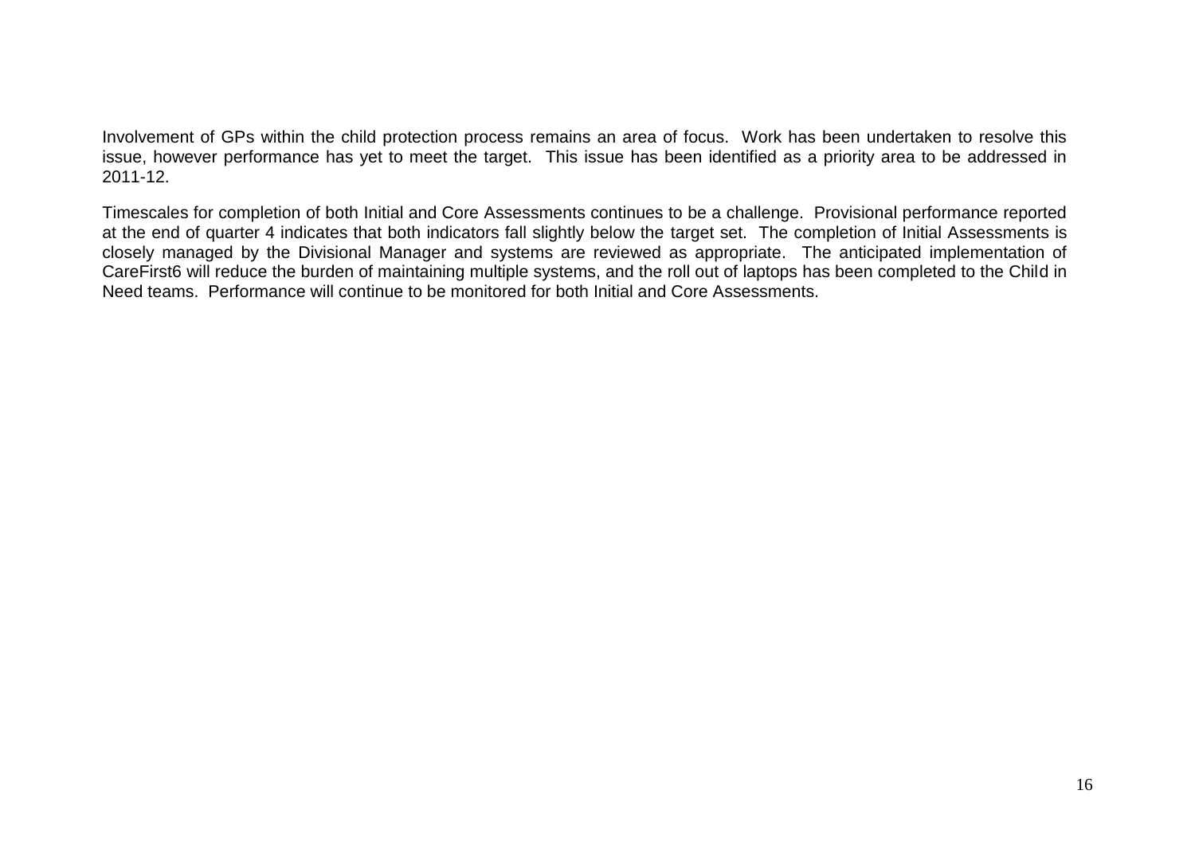Involvement of GPs within the child protection process remains an area of focus. Work has been undertaken to resolve this issue, however performance has yet to meet the target. This issue has been identified as a priority area to be addressed in 2011-12.

Timescales for completion of both Initial and Core Assessments continues to be a challenge. Provisional performance reported at the end of quarter 4 indicates that both indicators fall slightly below the target set. The completion of Initial Assessments is closely managed by the Divisional Manager and systems are reviewed as appropriate. The anticipated implementation of CareFirst6 will reduce the burden of maintaining multiple systems, and the roll out of laptops has been completed to the Child in Need teams. Performance will continue to be monitored for both Initial and Core Assessments.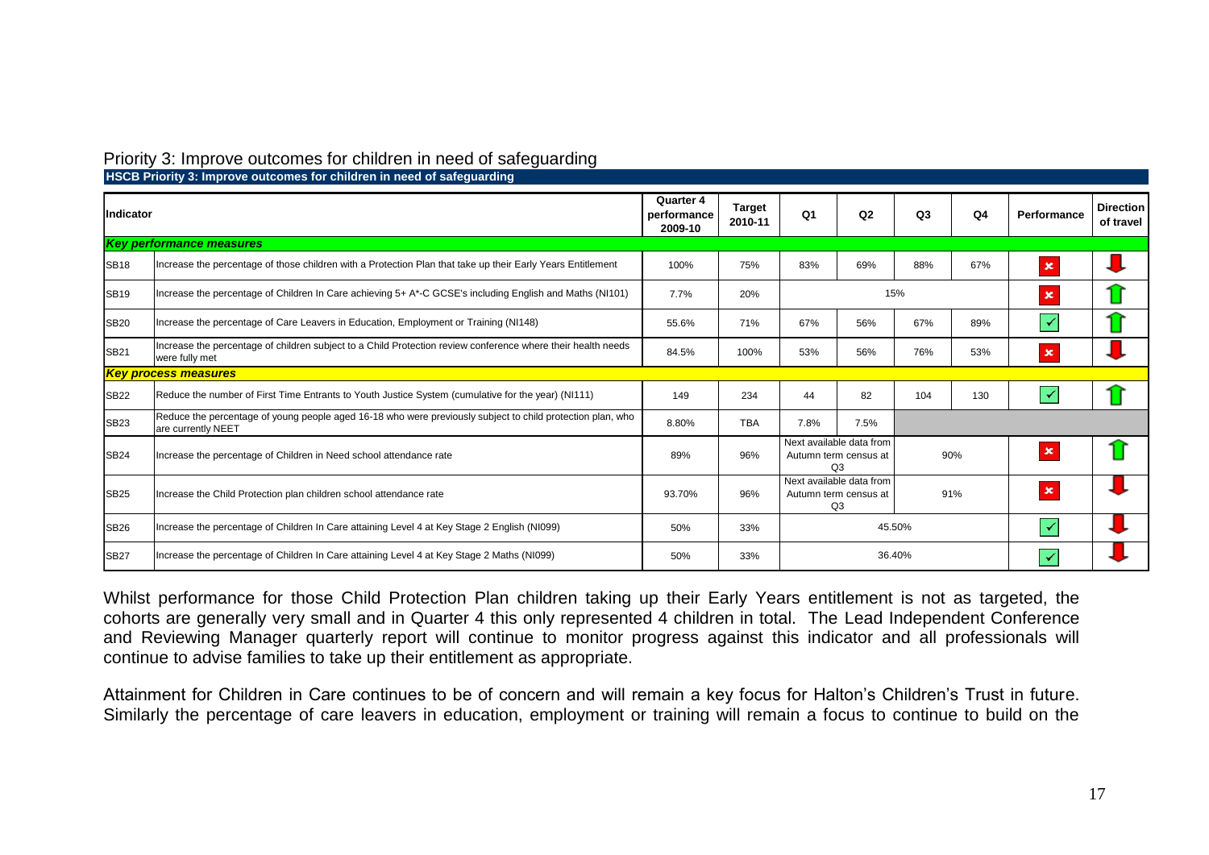## Priority 3: Improve outcomes for children in need of safeguarding

**HSCB Priority 3: Improve outcomes for children in need of safeguarding**

| Indicator | | Quarter 4 performance 2009-10 | Target 2010-11 | Q1 | Q2 | Q3 | Q4 | Performance | Direction of travel |
|---|---|---|---|---|---|---|---|---|---|
| ***Key performance measures*** | | | | | | | | | |
| SB18 | Increase the percentage of those children with a Protection Plan that take up their Early Years Entitlement | 100% | 75% | 83% | 69% | 88% | 67% | ✗ | ↓ |
| SB19 | Increase the percentage of Children In Care achieving 5+ A*-C GCSE's including English and Maths (NI101) | 7.7% | 20% | 15% | | | | ✗ | ↑ |
| SB20 | Increase the percentage of Care Leavers in Education, Employment or Training (NI148) | 55.6% | 71% | 67% | 56% | 67% | 89% | ✓ | ↑ |
| SB21 | Increase the percentage of children subject to a Child Protection review conference where their health needs were fully met | 84.5% | 100% | 53% | 56% | 76% | 53% | ✗ | ↓ |
| ***Key process measures*** | | | | | | | | | |
| SB22 | Reduce the number of First Time Entrants to Youth Justice System (cumulative for the year) (NI111) | 149 | 234 | 44 | 82 | 104 | 130 | ✓ | ↑ |
| SB23 | Reduce the percentage of young people aged 16-18 who were previously subject to child protection plan, who are currently NEET | 8.80% | TBA | 7.8% | 7.5% | | | | |
| SB24 | Increase the percentage of Children in Need school attendance rate | 89% | 96% | Next available data from Autumn term census at Q3 | | 90% | | ✗ | ↑ |
| SB25 | Increase the Child Protection plan children school attendance rate | 93.70% | 96% | Next available data from Autumn term census at Q3 | | 91% | | ✗ | ↓ |
| SB26 | Increase the percentage of Children In Care attaining Level 4 at Key Stage 2 English (NI099) | 50% | 33% | 45.50% | | | | ✓ | ↓ |
| SB27 | Increase the percentage of Children In Care attaining Level 4 at Key Stage 2 Maths (NI099) | 50% | 33% | 36.40% | | | | ✓ | ↓ |

Whilst performance for those Child Protection Plan children taking up their Early Years entitlement is not as targeted, the cohorts are generally very small and in Quarter 4 this only represented 4 children in total. The Lead Independent Conference and Reviewing Manager quarterly report will continue to monitor progress against this indicator and all professionals will continue to advise families to take up their entitlement as appropriate.

Attainment for Children in Care continues to be of concern and will remain a key focus for Halton's Children's Trust in future. Similarly the percentage of care leavers in education, employment or training will remain a focus to continue to build on the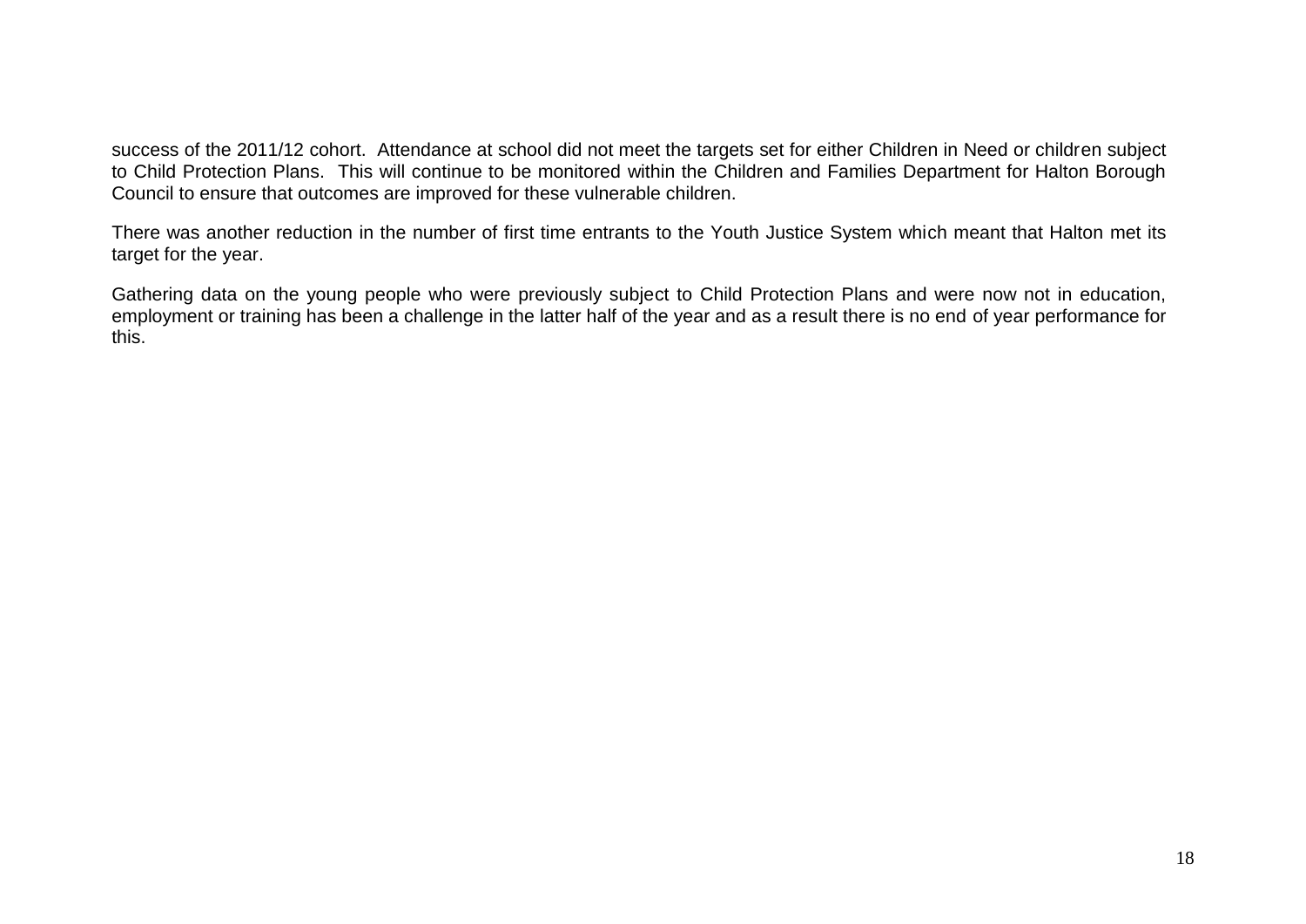success of the 2011/12 cohort. Attendance at school did not meet the targets set for either Children in Need or children subject to Child Protection Plans. This will continue to be monitored within the Children and Families Department for Halton Borough Council to ensure that outcomes are improved for these vulnerable children.

There was another reduction in the number of first time entrants to the Youth Justice System which meant that Halton met its target for the year.

Gathering data on the young people who were previously subject to Child Protection Plans and were now not in education, employment or training has been a challenge in the latter half of the year and as a result there is no end of year performance for this.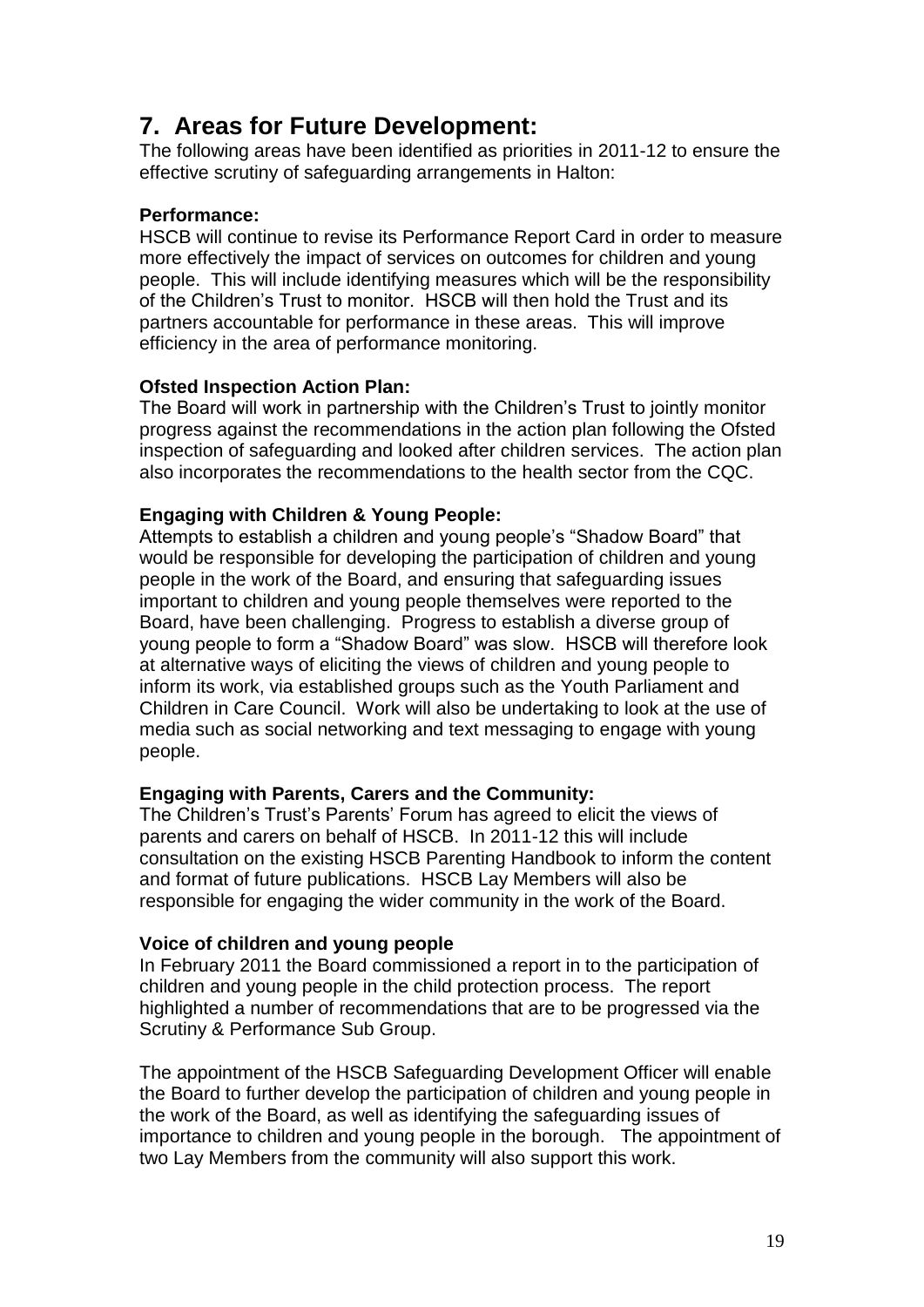## 7. Areas for Future Development:

The following areas have been identified as priorities in 2011-12 to ensure the effective scrutiny of safeguarding arrangements in Halton:

**Performance:**

HSCB will continue to revise its Performance Report Card in order to measure more effectively the impact of services on outcomes for children and young people. This will include identifying measures which will be the responsibility of the Children's Trust to monitor. HSCB will then hold the Trust and its partners accountable for performance in these areas. This will improve efficiency in the area of performance monitoring.

**Ofsted Inspection Action Plan:**

The Board will work in partnership with the Children's Trust to jointly monitor progress against the recommendations in the action plan following the Ofsted inspection of safeguarding and looked after children services. The action plan also incorporates the recommendations to the health sector from the CQC.

**Engaging with Children & Young People:**

Attempts to establish a children and young people's "Shadow Board" that would be responsible for developing the participation of children and young people in the work of the Board, and ensuring that safeguarding issues important to children and young people themselves were reported to the Board, have been challenging. Progress to establish a diverse group of young people to form a "Shadow Board" was slow. HSCB will therefore look at alternative ways of eliciting the views of children and young people to inform its work, via established groups such as the Youth Parliament and Children in Care Council. Work will also be undertaking to look at the use of media such as social networking and text messaging to engage with young people.

**Engaging with Parents, Carers and the Community:**

The Children's Trust's Parents' Forum has agreed to elicit the views of parents and carers on behalf of HSCB. In 2011-12 this will include consultation on the existing HSCB Parenting Handbook to inform the content and format of future publications. HSCB Lay Members will also be responsible for engaging the wider community in the work of the Board.

**Voice of children and young people**

In February 2011 the Board commissioned a report in to the participation of children and young people in the child protection process. The report highlighted a number of recommendations that are to be progressed via the Scrutiny & Performance Sub Group.

The appointment of the HSCB Safeguarding Development Officer will enable the Board to further develop the participation of children and young people in the work of the Board, as well as identifying the safeguarding issues of importance to children and young people in the borough. The appointment of two Lay Members from the community will also support this work.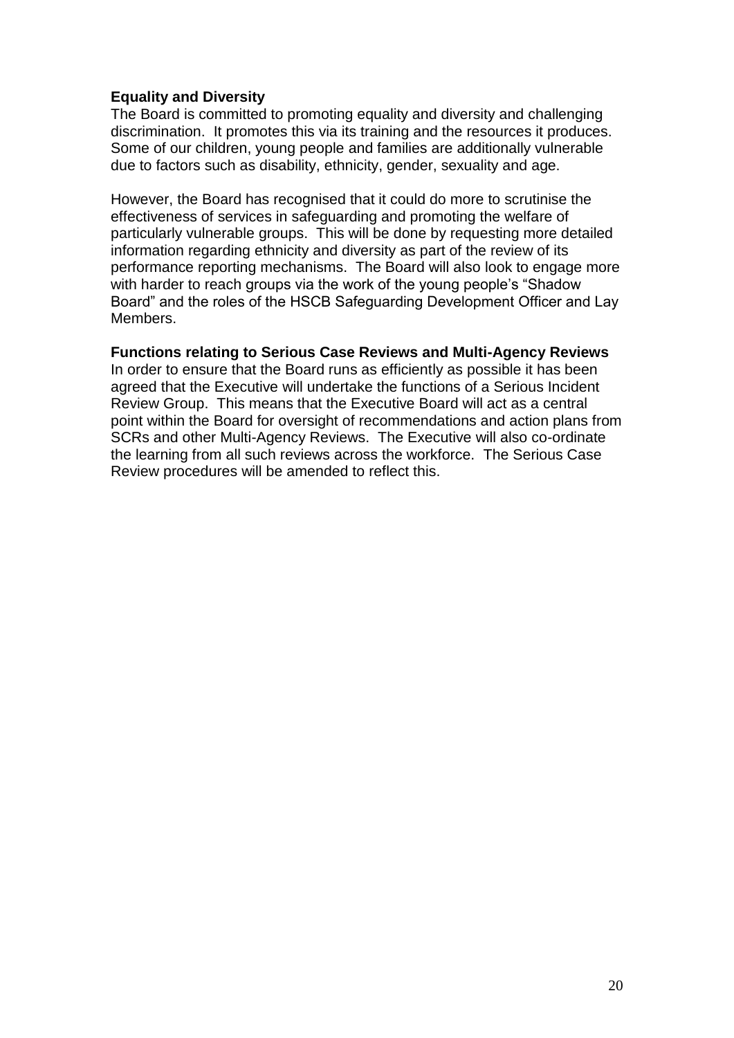**Equality and Diversity**

The Board is committed to promoting equality and diversity and challenging discrimination. It promotes this via its training and the resources it produces. Some of our children, young people and families are additionally vulnerable due to factors such as disability, ethnicity, gender, sexuality and age.

However, the Board has recognised that it could do more to scrutinise the effectiveness of services in safeguarding and promoting the welfare of particularly vulnerable groups. This will be done by requesting more detailed information regarding ethnicity and diversity as part of the review of its performance reporting mechanisms. The Board will also look to engage more with harder to reach groups via the work of the young people's "Shadow Board" and the roles of the HSCB Safeguarding Development Officer and Lay Members.

**Functions relating to Serious Case Reviews and Multi-Agency Reviews**

In order to ensure that the Board runs as efficiently as possible it has been agreed that the Executive will undertake the functions of a Serious Incident Review Group. This means that the Executive Board will act as a central point within the Board for oversight of recommendations and action plans from SCRs and other Multi-Agency Reviews. The Executive will also co-ordinate the learning from all such reviews across the workforce. The Serious Case Review procedures will be amended to reflect this.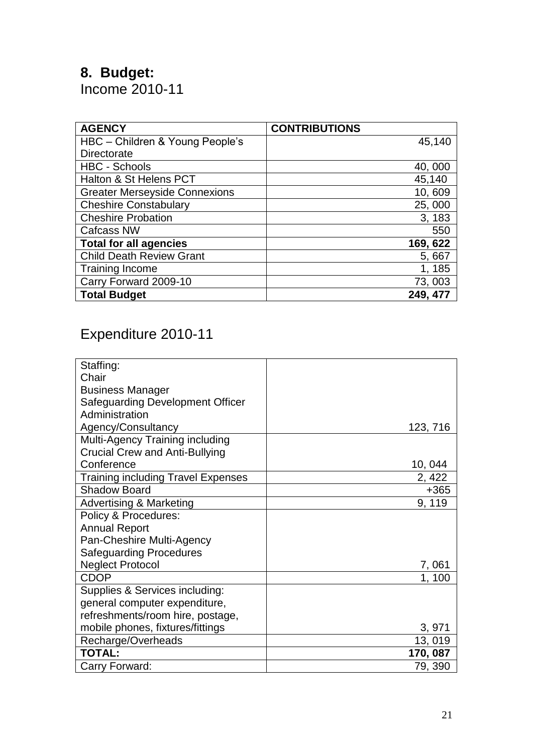## 8. Budget:

Income 2010-11

| AGENCY | CONTRIBUTIONS |
|---|---|
| HBC – Children & Young People's Directorate | 45,140 |
| HBC - Schools | 40, 000 |
| Halton & St Helens PCT | 45,140 |
| Greater Merseyside Connexions | 10, 609 |
| Cheshire Constabulary | 25, 000 |
| Cheshire Probation | 3, 183 |
| Cafcass NW | 550 |
| **Total for all agencies** | **169, 622** |
| Child Death Review Grant | 5, 667 |
| Training Income | 1, 185 |
| Carry Forward 2009-10 | 73, 003 |
| **Total Budget** | **249, 477** |

Expenditure 2010-11

| | |
|---|---|
| Staffing:<br>Chair<br>Business Manager<br>Safeguarding Development Officer<br>Administration<br>Agency/Consultancy | 123, 716 |
| Multi-Agency Training including Crucial Crew and Anti-Bullying Conference | 10, 044 |
| Training including Travel Expenses | 2, 422 |
| Shadow Board | +365 |
| Advertising & Marketing | 9, 119 |
| Policy & Procedures:<br>Annual Report<br>Pan-Cheshire Multi-Agency Safeguarding Procedures<br>Neglect Protocol | 7, 061 |
| CDOP | 1, 100 |
| Supplies & Services including: general computer expenditure, refreshments/room hire, postage, mobile phones, fixtures/fittings | 3, 971 |
| Recharge/Overheads | 13, 019 |
| **TOTAL:** | **170, 087** |
| Carry Forward: | 79, 390 |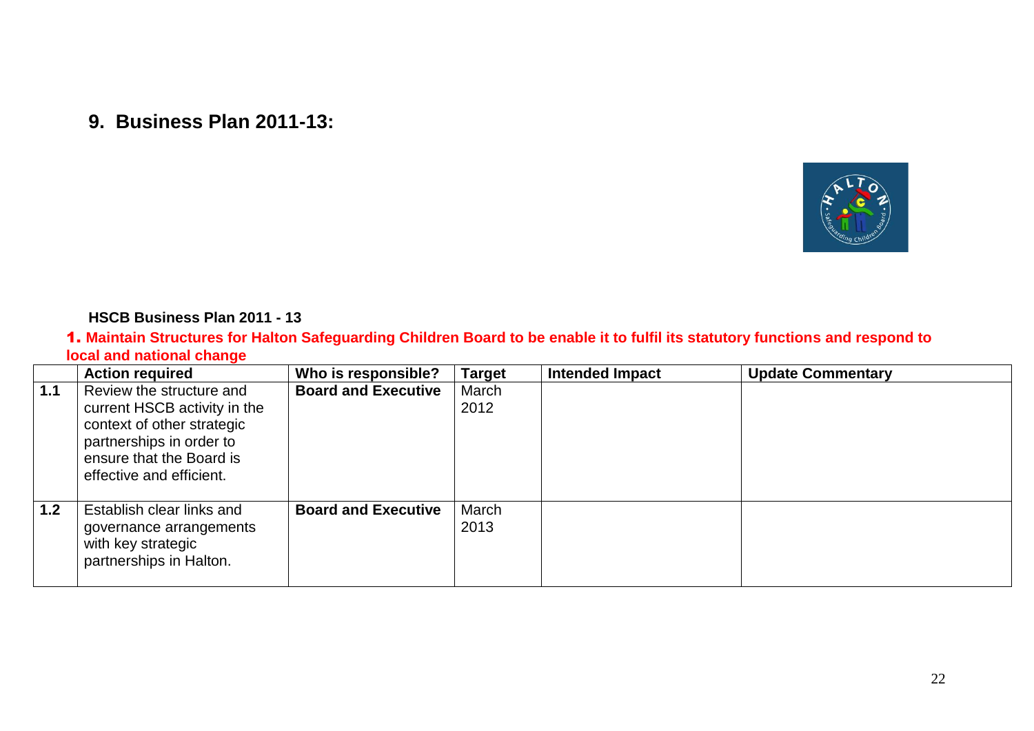## 9. Business Plan 2011-13:

**HSCB Business Plan 2011 - 13**

**1. Maintain Structures for Halton Safeguarding Children Board to be enable it to fulfil its statutory functions and respond to local and national change**

| | Action required | Who is responsible? | Target | Intended Impact | Update Commentary |
|---|---|---|---|---|---|
| **1.1** | Review the structure and current HSCB activity in the context of other strategic partnerships in order to ensure that the Board is effective and efficient. | **Board and Executive** | March 2012 | | |
| **1.2** | Establish clear links and governance arrangements with key strategic partnerships in Halton. | **Board and Executive** | March 2013 | | |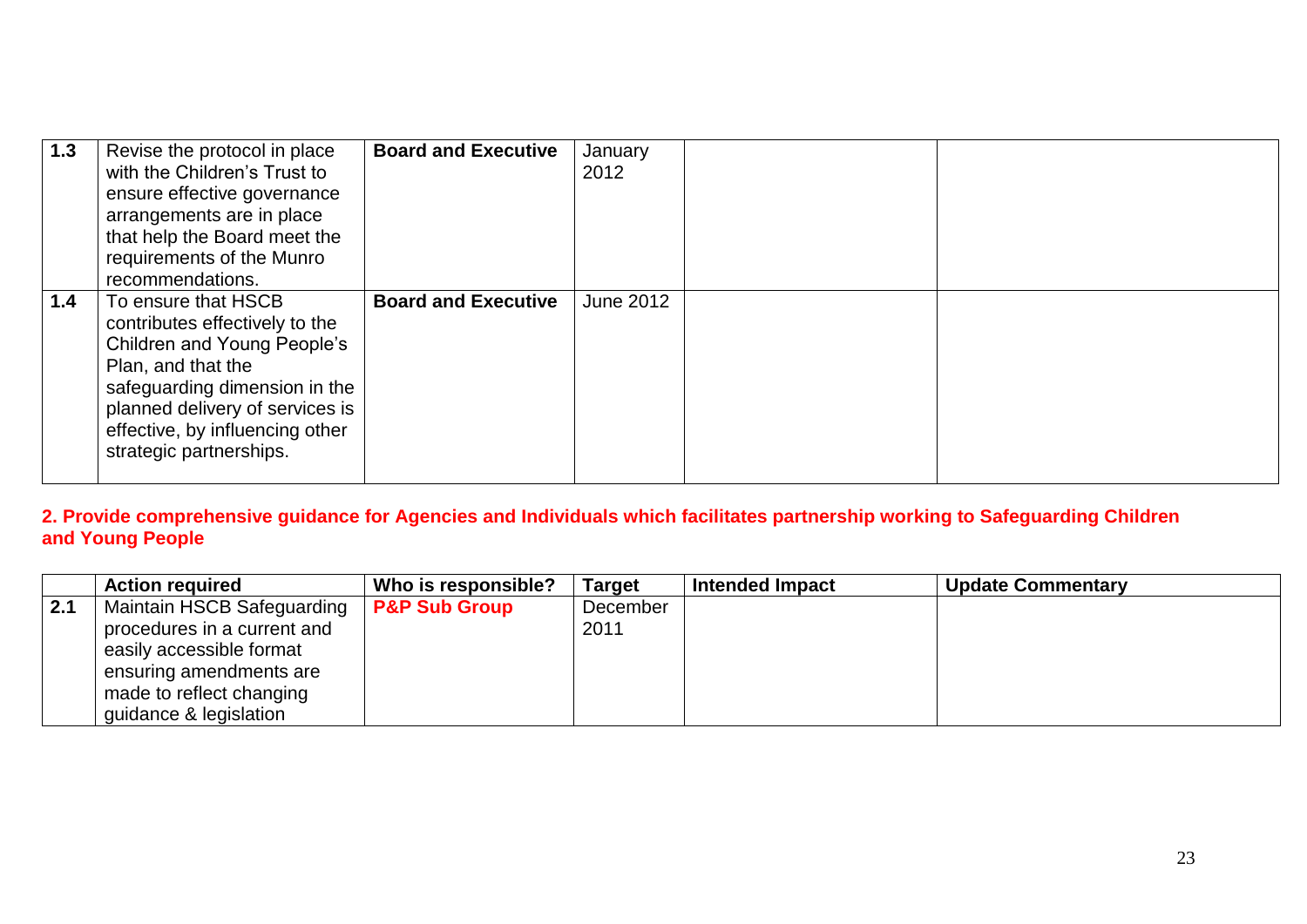|     |     |     |     |     |     |
| --- | --- | --- | --- | --- | --- |
| 1.3 | Revise the protocol in place with the Children's Trust to ensure effective governance arrangements are in place that help the Board meet the requirements of the Munro recommendations. | **Board and Executive** | January 2012 | | |
| 1.4 | To ensure that HSCB contributes effectively to the Children and Young People's Plan, and that the safeguarding dimension in the planned delivery of services is effective, by influencing other strategic partnerships. | **Board and Executive** | June 2012 | | |

**2. Provide comprehensive guidance for Agencies and Individuals which facilitates partnership working to Safeguarding Children and Young People**

| | Action required | Who is responsible? | Target | Intended Impact | Update Commentary |
| --- | --- | --- | --- | --- | --- |
| 2.1 | Maintain HSCB Safeguarding procedures in a current and easily accessible format ensuring amendments are made to reflect changing guidance & legislation | **P&P Sub Group** | December 2011 | | |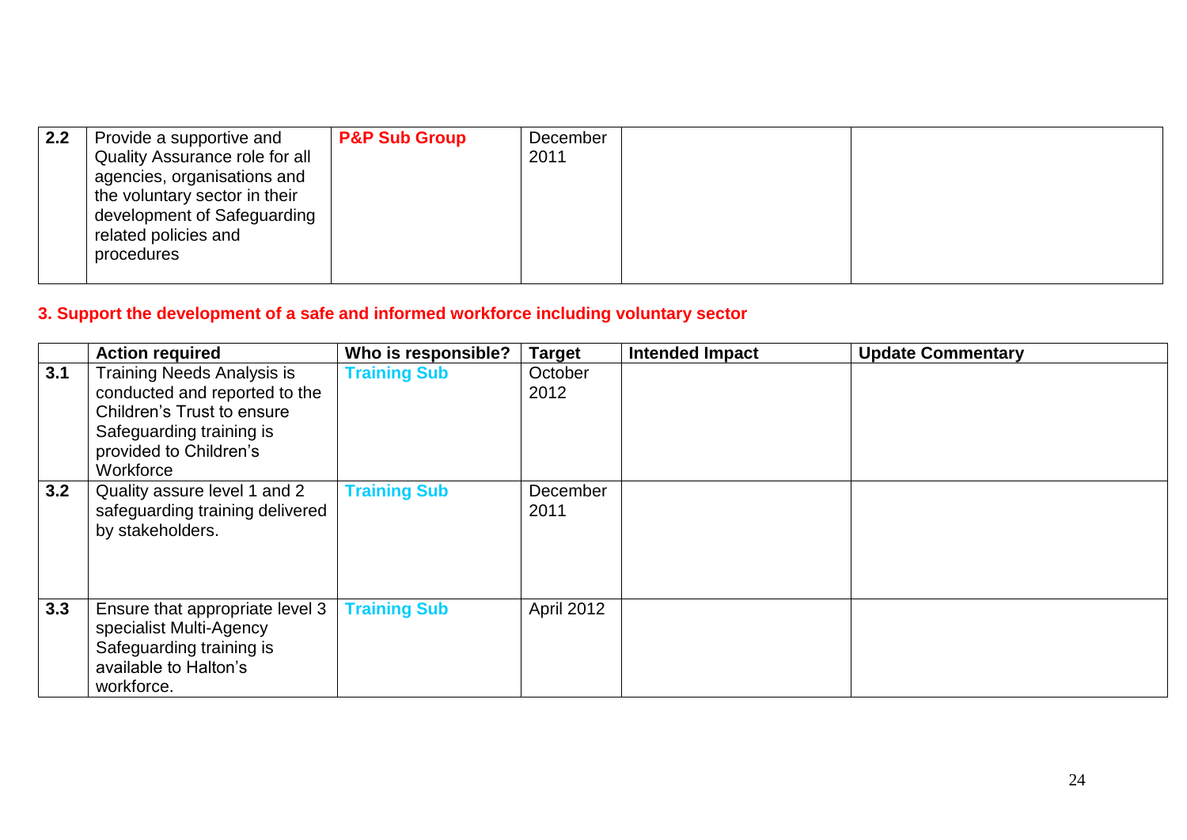| 2.2 | Provide a supportive and Quality Assurance role for all agencies, organisations and the voluntary sector in their development of Safeguarding related policies and procedures | **P&P Sub Group** | December 2011 | | |
|---|---|---|---|---|---|

## 3. Support the development of a safe and informed workforce including voluntary sector

| | Action required | Who is responsible? | Target | Intended Impact | Update Commentary |
|---|---|---|---|---|---|
| 3.1 | Training Needs Analysis is conducted and reported to the Children's Trust to ensure Safeguarding training is provided to Children's Workforce | **Training Sub** | October 2012 | | |
| 3.2 | Quality assure level 1 and 2 safeguarding training delivered by stakeholders. | **Training Sub** | December 2011 | | |
| 3.3 | Ensure that appropriate level 3 specialist Multi-Agency Safeguarding training is available to Halton's workforce. | **Training Sub** | April 2012 | | |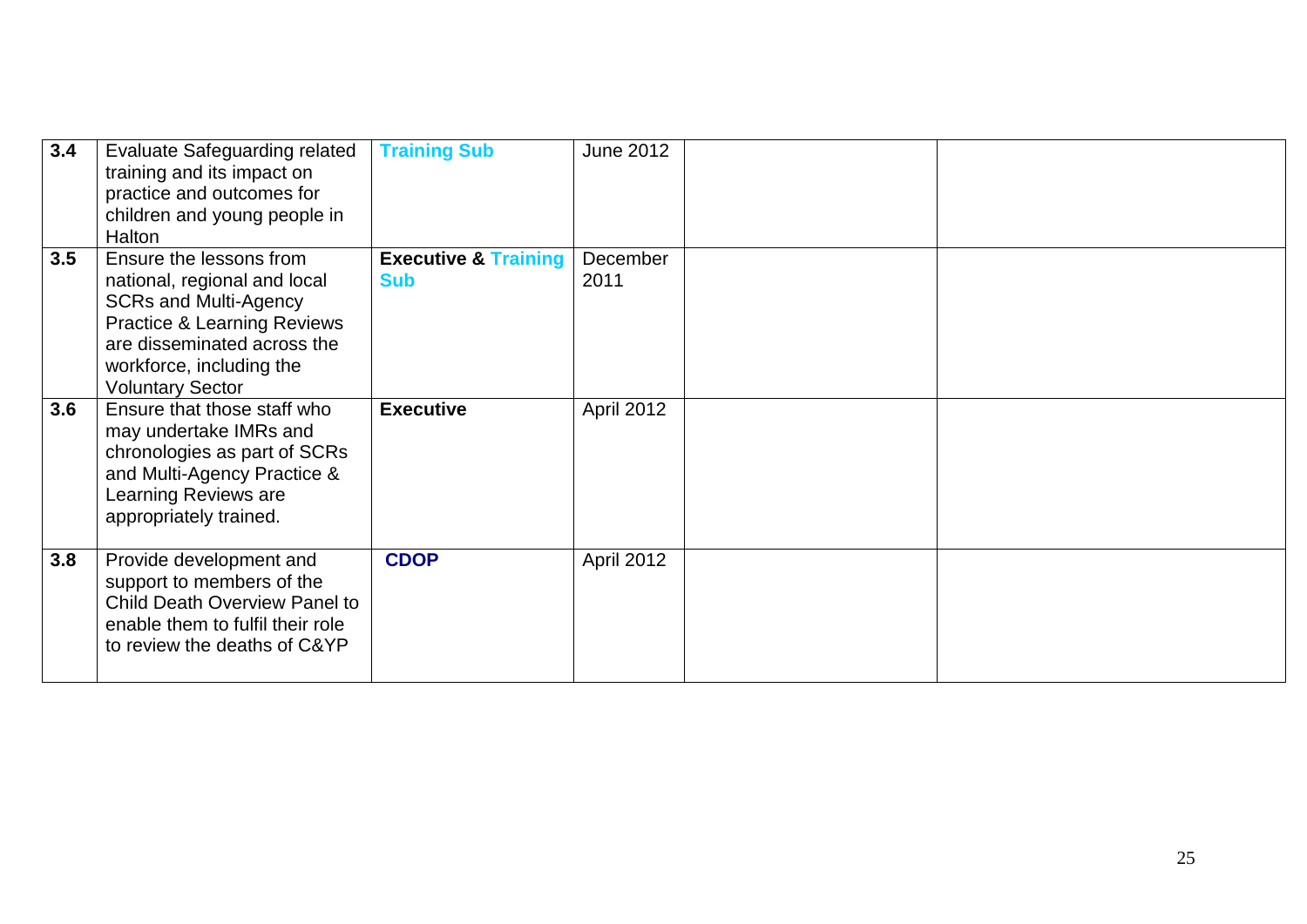| | | | | | |
|---|---|---|---|---|---|
| **3.4** | Evaluate Safeguarding related training and its impact on practice and outcomes for children and young people in Halton | **Training Sub** | June 2012 | | |
| **3.5** | Ensure the lessons from national, regional and local SCRs and Multi-Agency Practice & Learning Reviews are disseminated across the workforce, including the Voluntary Sector | **Executive & Training Sub** | December 2011 | | |
| **3.6** | Ensure that those staff who may undertake IMRs and chronologies as part of SCRs and Multi-Agency Practice & Learning Reviews are appropriately trained. | **Executive** | April 2012 | | |
| **3.8** | Provide development and support to members of the Child Death Overview Panel to enable them to fulfil their role to review the deaths of C&YP | **CDOP** | April 2012 | | |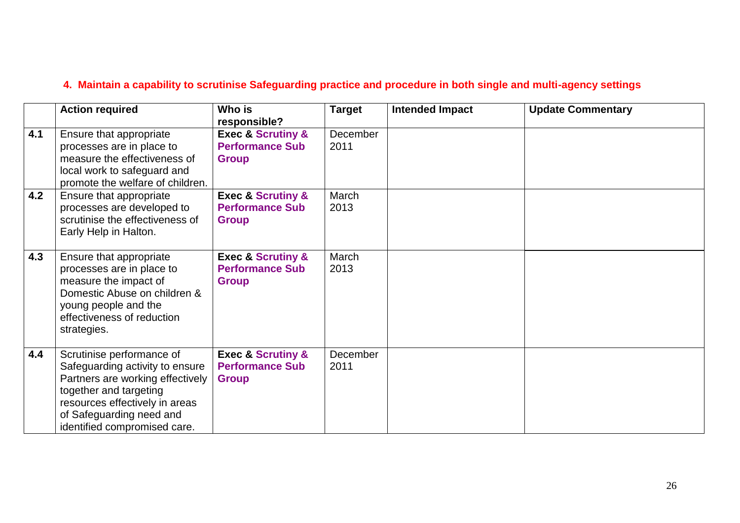## 4. Maintain a capability to scrutinise Safeguarding practice and procedure in both single and multi-agency settings

| | Action required | Who is responsible? | Target | Intended Impact | Update Commentary |
|---|---|---|---|---|---|
| 4.1 | Ensure that appropriate processes are in place to measure the effectiveness of local work to safeguard and promote the welfare of children. | **Exec & Scrutiny & Performance Sub Group** | December 2011 | | |
| 4.2 | Ensure that appropriate processes are developed to scrutinise the effectiveness of Early Help in Halton. | **Exec & Scrutiny & Performance Sub Group** | March 2013 | | |
| 4.3 | Ensure that appropriate processes are in place to measure the impact of Domestic Abuse on children & young people and the effectiveness of reduction strategies. | **Exec & Scrutiny & Performance Sub Group** | March 2013 | | |
| 4.4 | Scrutinise performance of Safeguarding activity to ensure Partners are working effectively together and targeting resources effectively in areas of Safeguarding need and identified compromised care. | **Exec & Scrutiny & Performance Sub Group** | December 2011 | | |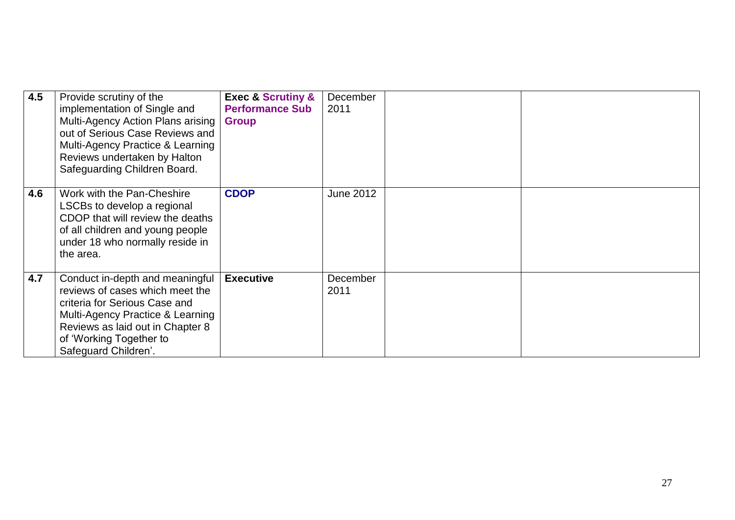| | | | | | |
|---|---|---|---|---|---|
| **4.5** | Provide scrutiny of the implementation of Single and Multi-Agency Action Plans arising out of Serious Case Reviews and Multi-Agency Practice & Learning Reviews undertaken by Halton Safeguarding Children Board. | **Exec & Scrutiny & Performance Sub Group** | December 2011 | | |
| **4.6** | Work with the Pan-Cheshire LSCBs to develop a regional CDOP that will review the deaths of all children and young people under 18 who normally reside in the area. | **CDOP** | June 2012 | | |
| **4.7** | Conduct in-depth and meaningful reviews of cases which meet the criteria for Serious Case and Multi-Agency Practice & Learning Reviews as laid out in Chapter 8 of 'Working Together to Safeguard Children'. | **Executive** | December 2011 | | |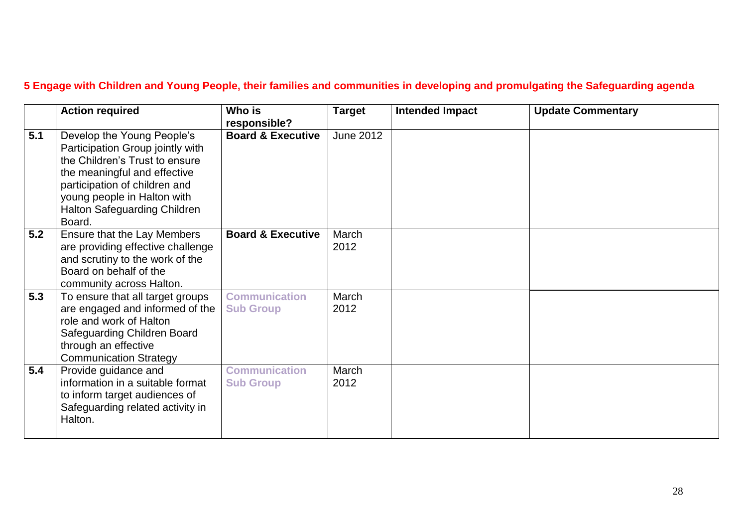## 5 Engage with Children and Young People, their families and communities in developing and promulgating the Safeguarding agenda

| | Action required | Who is responsible? | Target | Intended Impact | Update Commentary |
|---|---|---|---|---|---|
| 5.1 | Develop the Young People's Participation Group jointly with the Children's Trust to ensure the meaningful and effective participation of children and young people in Halton with Halton Safeguarding Children Board. | **Board & Executive** | June 2012 | | |
| 5.2 | Ensure that the Lay Members are providing effective challenge and scrutiny to the work of the Board on behalf of the community across Halton. | **Board & Executive** | March 2012 | | |
| 5.3 | To ensure that all target groups are engaged and informed of the role and work of Halton Safeguarding Children Board through an effective Communication Strategy | **Communication Sub Group** | March 2012 | | |
| 5.4 | Provide guidance and information in a suitable format to inform target audiences of Safeguarding related activity in Halton. | **Communication Sub Group** | March 2012 | | |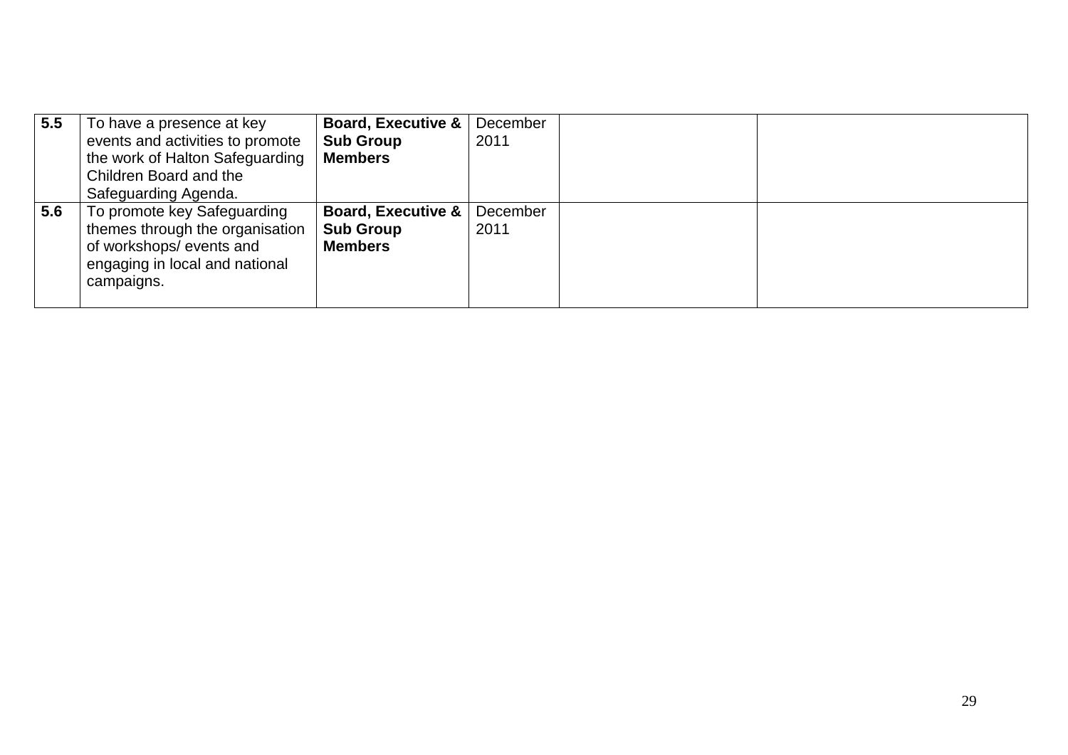| | | | | | |
|---|---|---|---|---|---|
| **5.5** | To have a presence at key events and activities to promote the work of Halton Safeguarding Children Board and the Safeguarding Agenda. | **Board, Executive & Sub Group Members** | December 2011 | | |
| **5.6** | To promote key Safeguarding themes through the organisation of workshops/ events and engaging in local and national campaigns. | **Board, Executive & Sub Group Members** | December 2011 | | |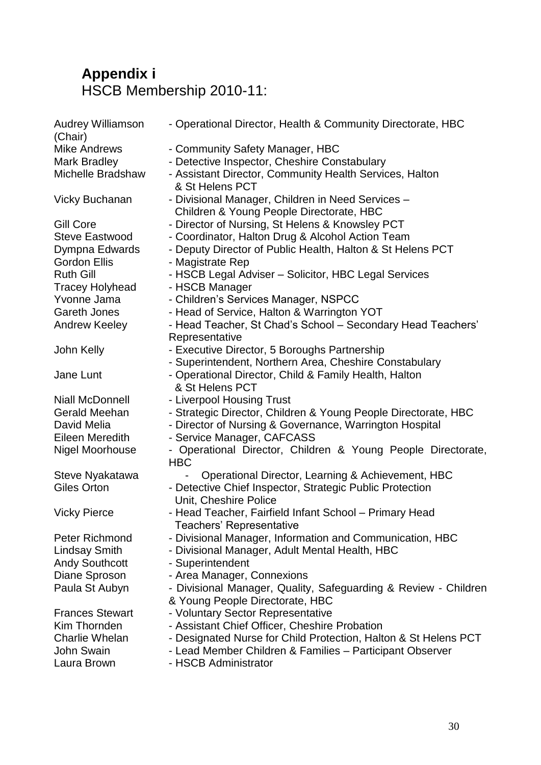## Appendix i

HSCB Membership 2010-11:

| | |
|---|---|
| Audrey Williamson (Chair) | - Operational Director, Health & Community Directorate, HBC |
| Mike Andrews | - Community Safety Manager, HBC |
| Mark Bradley | - Detective Inspector, Cheshire Constabulary |
| Michelle Bradshaw | - Assistant Director, Community Health Services, Halton & St Helens PCT |
| Vicky Buchanan | - Divisional Manager, Children in Need Services – Children & Young People Directorate, HBC |
| Gill Core | - Director of Nursing, St Helens & Knowsley PCT |
| Steve Eastwood | - Coordinator, Halton Drug & Alcohol Action Team |
| Dympna Edwards | - Deputy Director of Public Health, Halton & St Helens PCT |
| Gordon Ellis | - Magistrate Rep |
| Ruth Gill | - HSCB Legal Adviser – Solicitor, HBC Legal Services |
| Tracey Holyhead | - HSCB Manager |
| Yvonne Jama | - Children's Services Manager, NSPCC |
| Gareth Jones | - Head of Service, Halton & Warrington YOT |
| Andrew Keeley | - Head Teacher, St Chad's School – Secondary Head Teachers' Representative |
| John Kelly | - Executive Director, 5 Boroughs Partnership |
| | - Superintendent, Northern Area, Cheshire Constabulary |
| Jane Lunt | - Operational Director, Child & Family Health, Halton & St Helens PCT |
| Niall McDonnell | - Liverpool Housing Trust |
| Gerald Meehan | - Strategic Director, Children & Young People Directorate, HBC |
| David Melia | - Director of Nursing & Governance, Warrington Hospital |
| Eileen Meredith | - Service Manager, CAFCASS |
| Nigel Moorhouse | - Operational Director, Children & Young People Directorate, HBC |
| Steve Nyakatawa | - Operational Director, Learning & Achievement, HBC |
| Giles Orton | - Detective Chief Inspector, Strategic Public Protection Unit, Cheshire Police |
| Vicky Pierce | - Head Teacher, Fairfield Infant School – Primary Head Teachers' Representative |
| Peter Richmond | - Divisional Manager, Information and Communication, HBC |
| Lindsay Smith | - Divisional Manager, Adult Mental Health, HBC |
| Andy Southcott | - Superintendent |
| Diane Sproson | - Area Manager, Connexions |
| Paula St Aubyn | - Divisional Manager, Quality, Safeguarding & Review - Children & Young People Directorate, HBC |
| Frances Stewart | - Voluntary Sector Representative |
| Kim Thornden | - Assistant Chief Officer, Cheshire Probation |
| Charlie Whelan | - Designated Nurse for Child Protection, Halton & St Helens PCT |
| John Swain | - Lead Member Children & Families – Participant Observer |
| Laura Brown | - HSCB Administrator |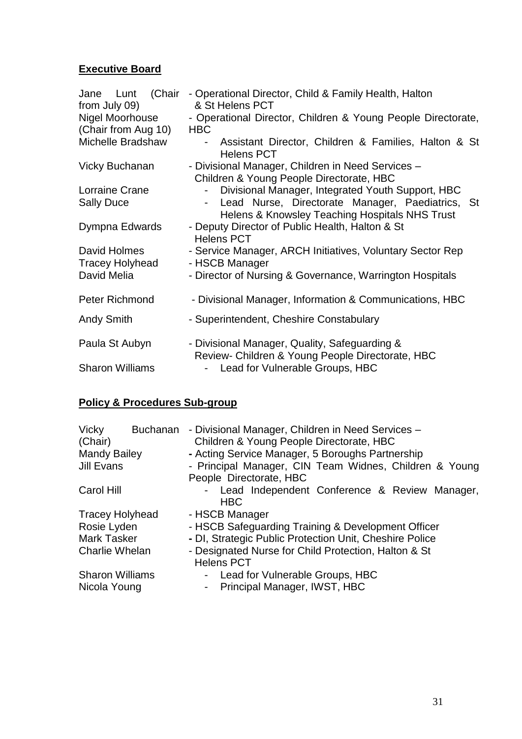**Executive Board**

| | |
|---|---|
| Jane Lunt (Chair from July 09) | - Operational Director, Child & Family Health, Halton & St Helens PCT |
| Nigel Moorhouse (Chair from Aug 10) | - Operational Director, Children & Young People Directorate, HBC |
| Michelle Bradshaw | - Assistant Director, Children & Families, Halton & St Helens PCT |
| Vicky Buchanan | - Divisional Manager, Children in Need Services – Children & Young People Directorate, HBC |
| Lorraine Crane | - Divisional Manager, Integrated Youth Support, HBC |
| Sally Duce | - Lead Nurse, Directorate Manager, Paediatrics, St Helens & Knowsley Teaching Hospitals NHS Trust |
| Dympna Edwards | - Deputy Director of Public Health, Halton & St Helens PCT |
| David Holmes | - Service Manager, ARCH Initiatives, Voluntary Sector Rep |
| Tracey Holyhead | - HSCB Manager |
| David Melia | - Director of Nursing & Governance, Warrington Hospitals |
| Peter Richmond | - Divisional Manager, Information & Communications, HBC |
| Andy Smith | - Superintendent, Cheshire Constabulary |
| Paula St Aubyn | - Divisional Manager, Quality, Safeguarding & Review- Children & Young People Directorate, HBC |
| Sharon Williams | - Lead for Vulnerable Groups, HBC |

**Policy & Procedures Sub-group**

| | |
|---|---|
| Vicky Buchanan (Chair) | - Divisional Manager, Children in Need Services – Children & Young People Directorate, HBC |
| Mandy Bailey | - Acting Service Manager, 5 Boroughs Partnership |
| Jill Evans | - Principal Manager, CIN Team Widnes, Children & Young People Directorate, HBC |
| Carol Hill | - Lead Independent Conference & Review Manager, HBC |
| Tracey Holyhead | - HSCB Manager |
| Rosie Lyden | - HSCB Safeguarding Training & Development Officer |
| Mark Tasker | - DI, Strategic Public Protection Unit, Cheshire Police |
| Charlie Whelan | - Designated Nurse for Child Protection, Halton & St Helens PCT |
| Sharon Williams | - Lead for Vulnerable Groups, HBC |
| Nicola Young | - Principal Manager, IWST, HBC |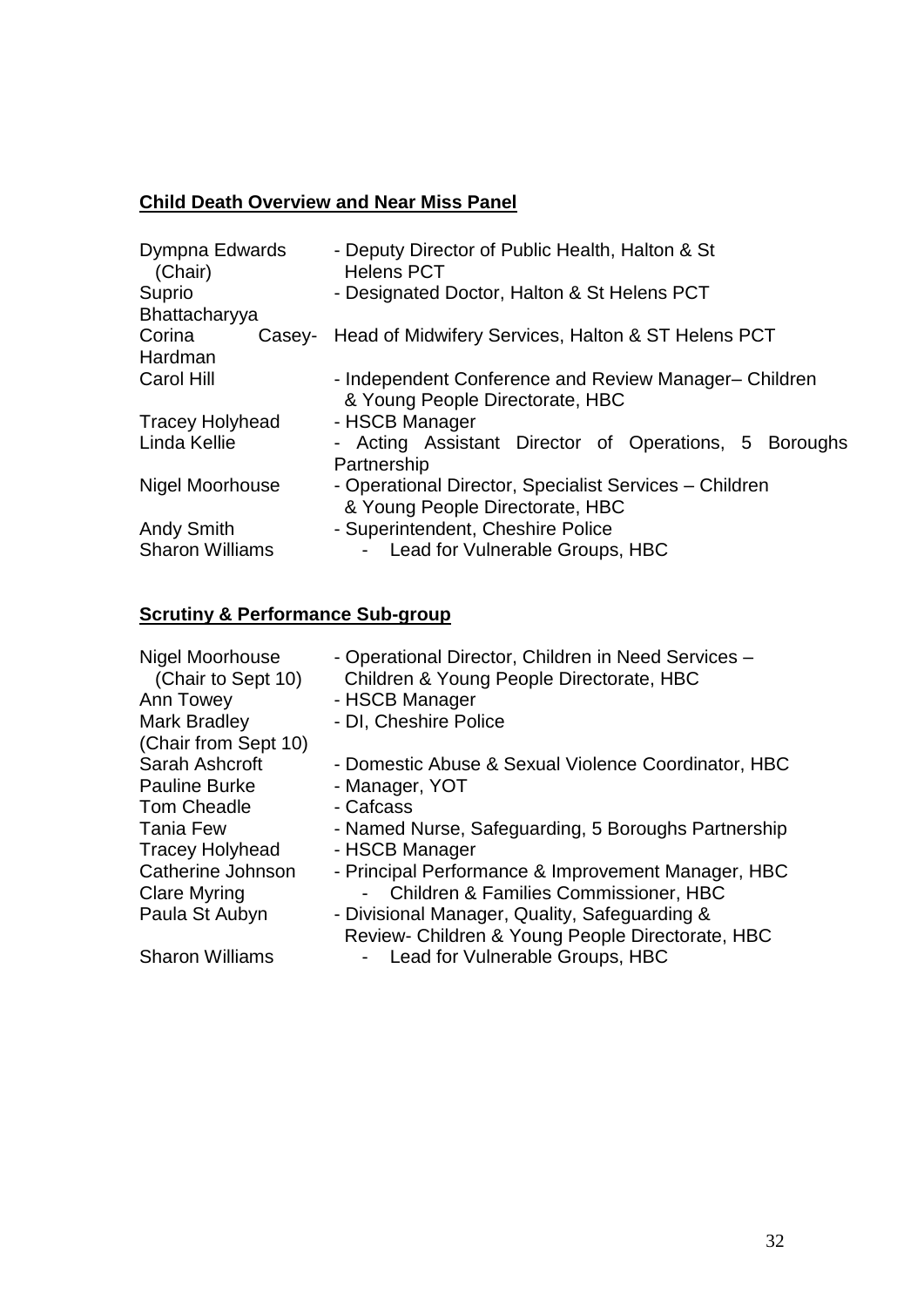**Child Death Overview and Near Miss Panel**

| | |
|---|---|
| Dympna Edwards (Chair) | - Deputy Director of Public Health, Halton & St Helens PCT |
| Suprio Bhattacharyya | - Designated Doctor, Halton & St Helens PCT |
| Corina Casey-Hardman | Head of Midwifery Services, Halton & ST Helens PCT |
| Carol Hill | - Independent Conference and Review Manager– Children & Young People Directorate, HBC |
| Tracey Holyhead | - HSCB Manager |
| Linda Kellie | - Acting Assistant Director of Operations, 5 Boroughs Partnership |
| Nigel Moorhouse | - Operational Director, Specialist Services – Children & Young People Directorate, HBC |
| Andy Smith | - Superintendent, Cheshire Police |
| Sharon Williams | - Lead for Vulnerable Groups, HBC |

**Scrutiny & Performance Sub-group**

| | |
|---|---|
| Nigel Moorhouse (Chair to Sept 10) | - Operational Director, Children in Need Services – Children & Young People Directorate, HBC |
| Ann Towey | - HSCB Manager |
| Mark Bradley (Chair from Sept 10) | - DI, Cheshire Police |
| Sarah Ashcroft | - Domestic Abuse & Sexual Violence Coordinator, HBC |
| Pauline Burke | - Manager, YOT |
| Tom Cheadle | - Cafcass |
| Tania Few | - Named Nurse, Safeguarding, 5 Boroughs Partnership |
| Tracey Holyhead | - HSCB Manager |
| Catherine Johnson | - Principal Performance & Improvement Manager, HBC |
| Clare Myring | - Children & Families Commissioner, HBC |
| Paula St Aubyn | - Divisional Manager, Quality, Safeguarding & Review- Children & Young People Directorate, HBC |
| Sharon Williams | - Lead for Vulnerable Groups, HBC |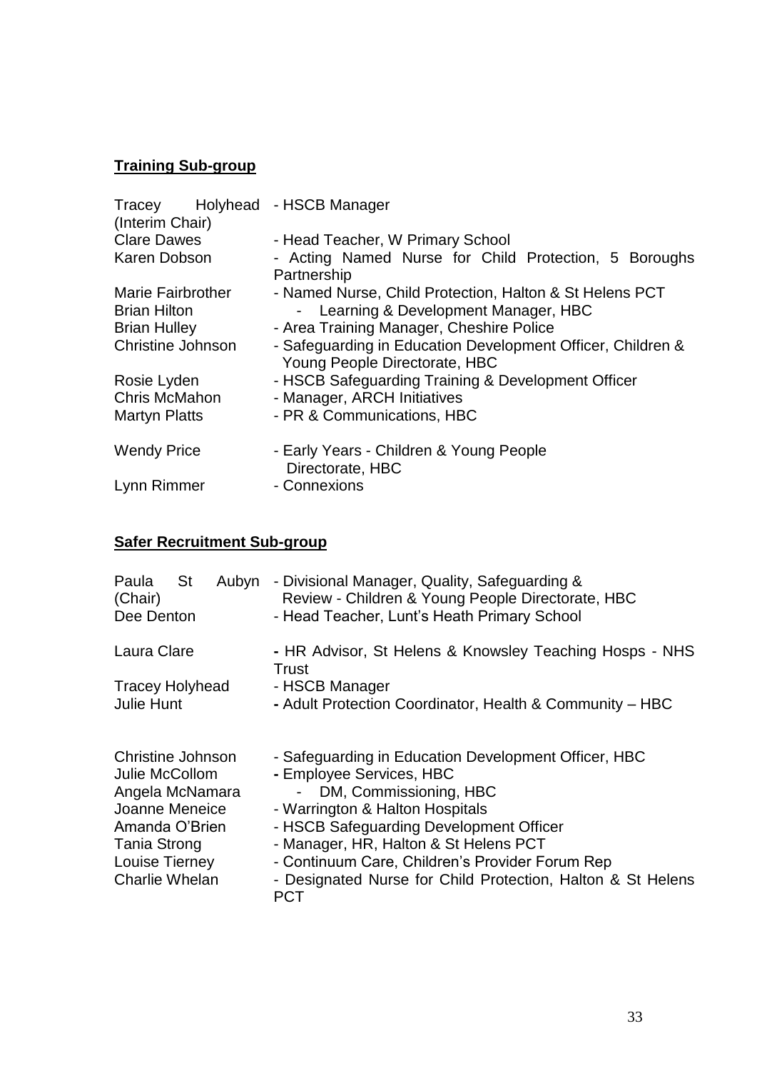## Training Sub-group

| | |
|---|---|
| Tracey Holyhead (Interim Chair) | - HSCB Manager |
| Clare Dawes | - Head Teacher, W Primary School |
| Karen Dobson | - Acting Named Nurse for Child Protection, 5 Boroughs Partnership |
| Marie Fairbrother | - Named Nurse, Child Protection, Halton & St Helens PCT |
| Brian Hilton | - Learning & Development Manager, HBC |
| Brian Hulley | - Area Training Manager, Cheshire Police |
| Christine Johnson | - Safeguarding in Education Development Officer, Children & Young People Directorate, HBC |
| Rosie Lyden | - HSCB Safeguarding Training & Development Officer |
| Chris McMahon | - Manager, ARCH Initiatives |
| Martyn Platts | - PR & Communications, HBC |
| Wendy Price | - Early Years - Children & Young People Directorate, HBC |
| Lynn Rimmer | - Connexions |

## Safer Recruitment Sub-group

| | |
|---|---|
| Paula St Aubyn (Chair) | - Divisional Manager, Quality, Safeguarding & Review - Children & Young People Directorate, HBC |
| Dee Denton | - Head Teacher, Lunt's Heath Primary School |
| Laura Clare | - HR Advisor, St Helens & Knowsley Teaching Hosps - NHS Trust |
| Tracey Holyhead | - HSCB Manager |
| Julie Hunt | - Adult Protection Coordinator, Health & Community – HBC |
| Christine Johnson | - Safeguarding in Education Development Officer, HBC |
| Julie McCollom | - Employee Services, HBC |
| Angela McNamara | - DM, Commissioning, HBC |
| Joanne Meneice | - Warrington & Halton Hospitals |
| Amanda O'Brien | - HSCB Safeguarding Development Officer |
| Tania Strong | - Manager, HR, Halton & St Helens PCT |
| Louise Tierney | - Continuum Care, Children's Provider Forum Rep |
| Charlie Whelan | - Designated Nurse for Child Protection, Halton & St Helens PCT |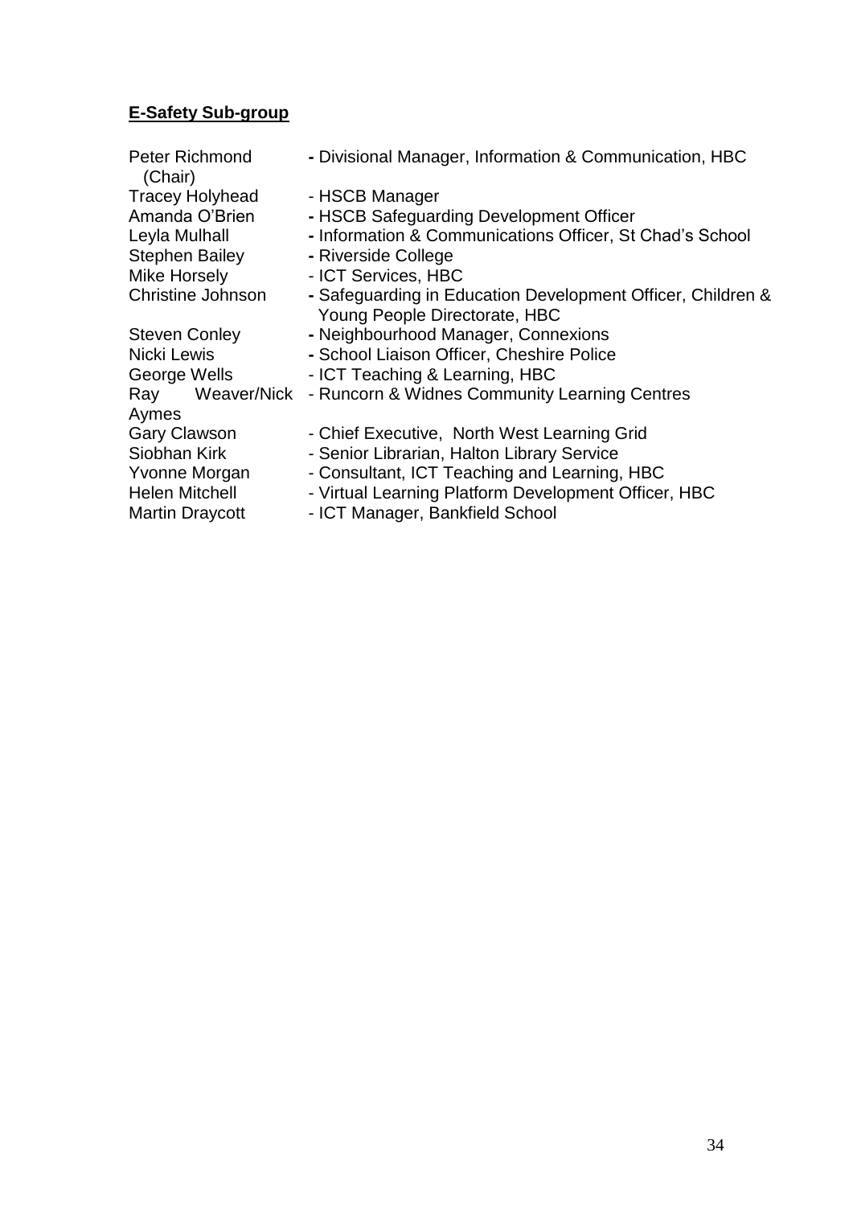**E-Safety Sub-group**

| | |
|---|---|
| Peter Richmond (Chair) | - Divisional Manager, Information & Communication, HBC |
| Tracey Holyhead | - HSCB Manager |
| Amanda O'Brien | - HSCB Safeguarding Development Officer |
| Leyla Mulhall | - Information & Communications Officer, St Chad's School |
| Stephen Bailey | - Riverside College |
| Mike Horsely | - ICT Services, HBC |
| Christine Johnson | - Safeguarding in Education Development Officer, Children & Young People Directorate, HBC |
| Steven Conley | - Neighbourhood Manager, Connexions |
| Nicki Lewis | - School Liaison Officer, Cheshire Police |
| George Wells | - ICT Teaching & Learning, HBC |
| Ray Weaver/Nick Aymes | - Runcorn & Widnes Community Learning Centres |
| Gary Clawson | - Chief Executive, North West Learning Grid |
| Siobhan Kirk | - Senior Librarian, Halton Library Service |
| Yvonne Morgan | - Consultant, ICT Teaching and Learning, HBC |
| Helen Mitchell | - Virtual Learning Platform Development Officer, HBC |
| Martin Draycott | - ICT Manager, Bankfield School |